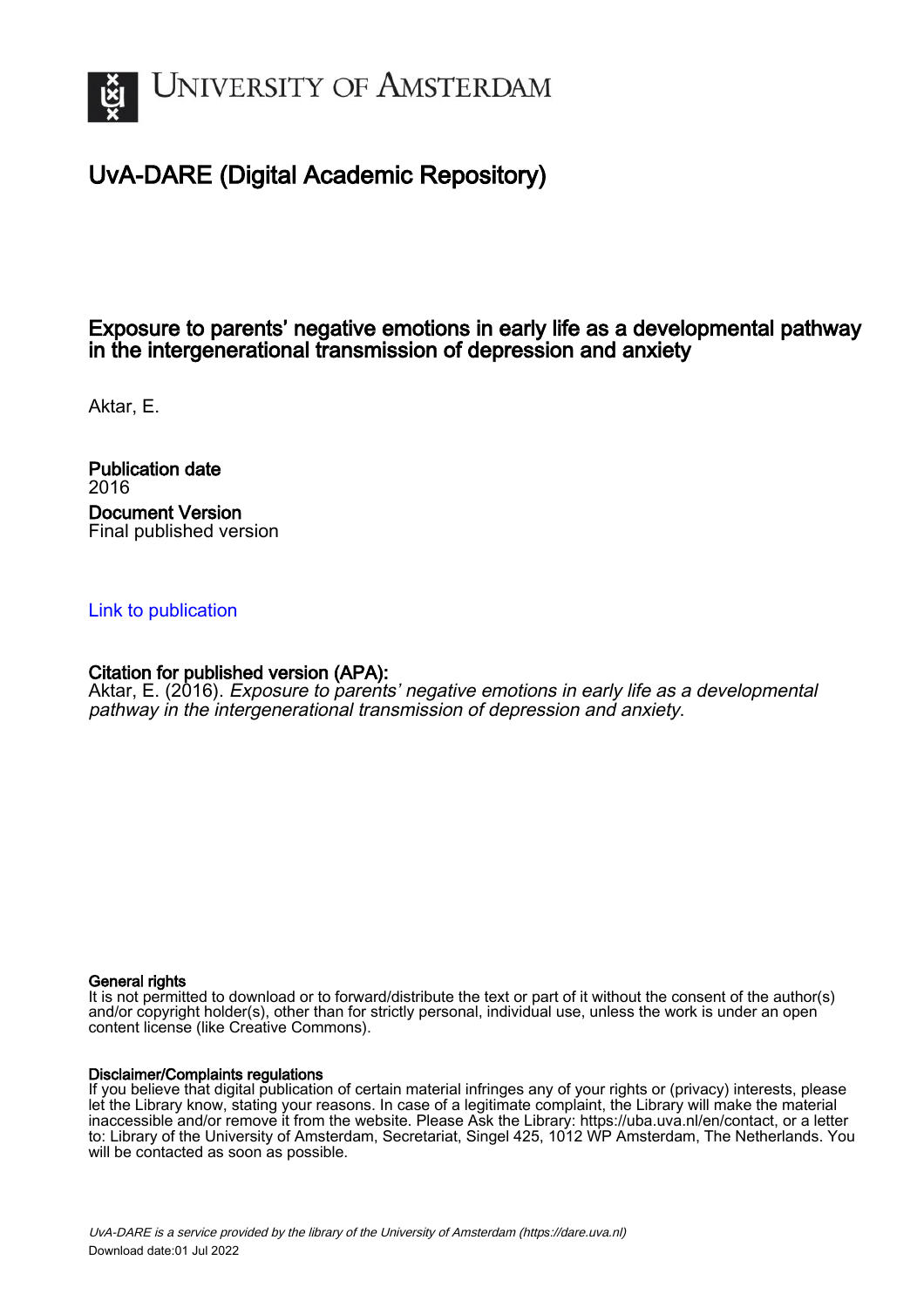# UvA-DARE (Digital Academic Repository)

## Exposure to parents' negative emotions in early life as a developmental pathway in the intergenerational transmission of depression and anxiety

Aktar, E.

**Publication date**
2016

**Document Version**
Final published version

Link to publication

**Citation for published version (APA):**
Aktar, E. (2016). *Exposure to parents' negative emotions in early life as a developmental pathway in the intergenerational transmission of depression and anxiety.*

**General rights**
It is not permitted to download or to forward/distribute the text or part of it without the consent of the author(s) and/or copyright holder(s), other than for strictly personal, individual use, unless the work is under an open content license (like Creative Commons).

**Disclaimer/Complaints regulations**
If you believe that digital publication of certain material infringes any of your rights or (privacy) interests, please let the Library know, stating your reasons. In case of a legitimate complaint, the Library will make the material inaccessible and/or remove it from the website. Please Ask the Library: https://uba.uva.nl/en/contact, or a letter to: Library of the University of Amsterdam, Secretariat, Singel 425, 1012 WP Amsterdam, The Netherlands. You will be contacted as soon as possible.

*UvA-DARE is a service provided by the library of the University of Amsterdam (https://dare.uva.nl)*
Download date:01 Jul 2022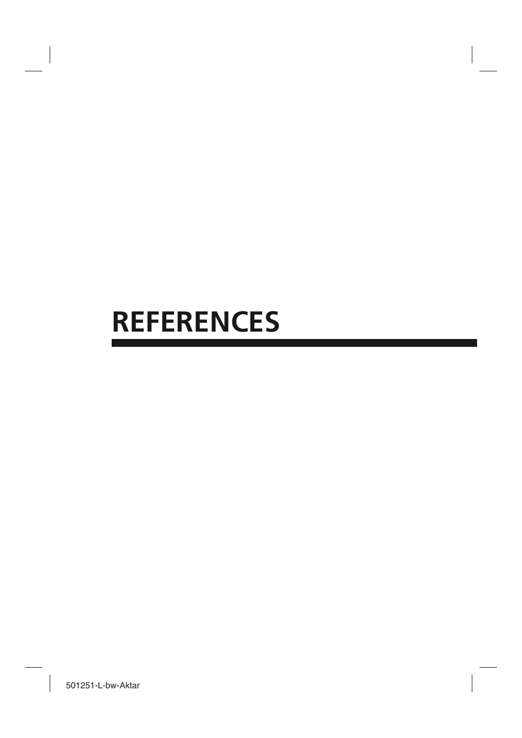# REFERENCES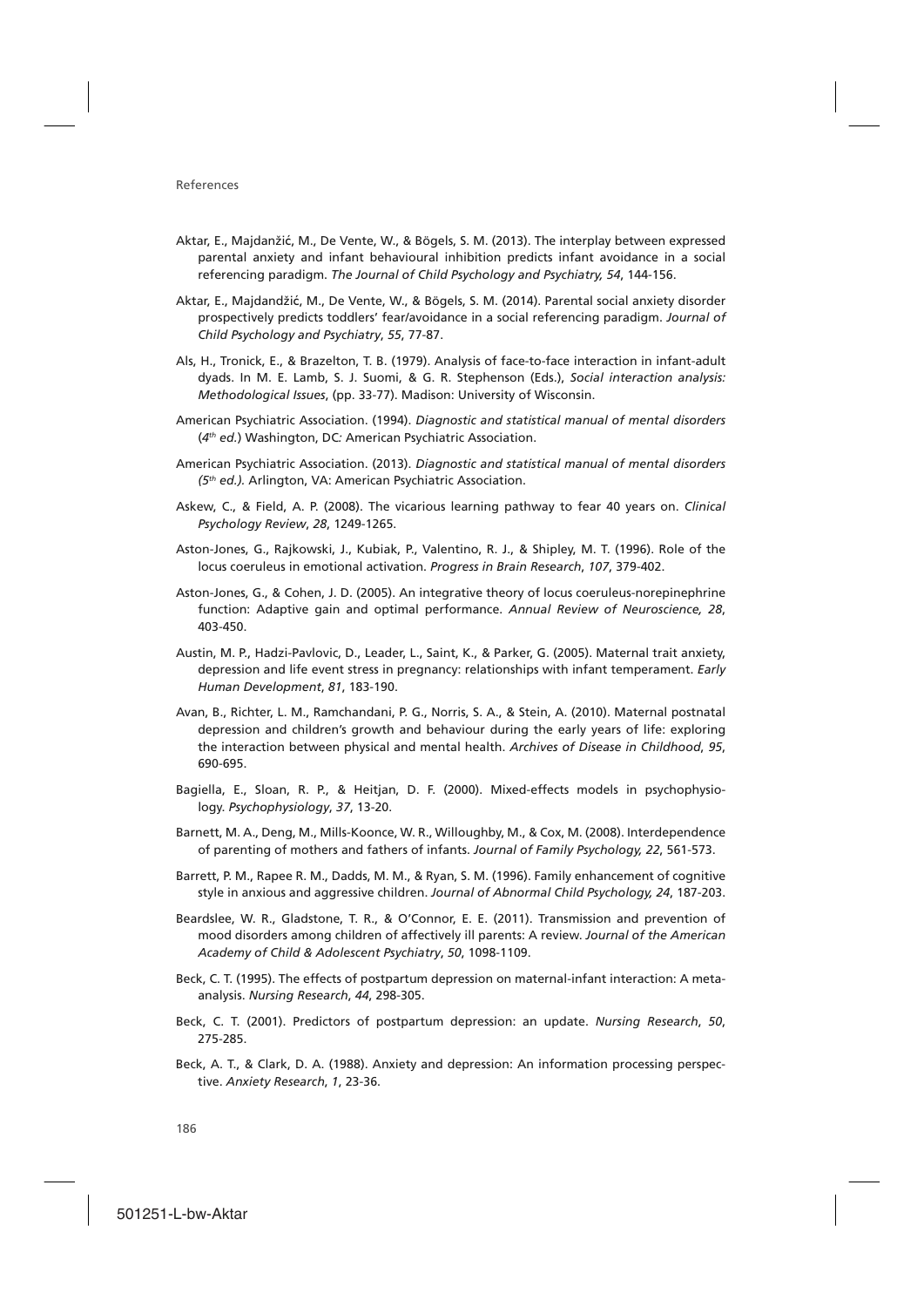Aktar, E., Majdanžić, M., De Vente, W., & Bögels, S. M. (2013). The interplay between expressed parental anxiety and infant behavioural inhibition predicts infant avoidance in a social referencing paradigm. *The Journal of Child Psychology and Psychiatry, 54*, 144-156.

Aktar, E., Majdandžić, M., De Vente, W., & Bögels, S. M. (2014). Parental social anxiety disorder prospectively predicts toddlers' fear/avoidance in a social referencing paradigm. *Journal of Child Psychology and Psychiatry*, *55*, 77-87.

Als, H., Tronick, E., & Brazelton, T. B. (1979). Analysis of face-to-face interaction in infant-adult dyads. In M. E. Lamb, S. J. Suomi, & G. R. Stephenson (Eds.), *Social interaction analysis: Methodological Issues*, (pp. 33-77). Madison: University of Wisconsin.

American Psychiatric Association. (1994). *Diagnostic and statistical manual of mental disorders* (*4th ed.*) Washington, DC: American Psychiatric Association.

American Psychiatric Association. (2013). *Diagnostic and statistical manual of mental disorders (5th ed.).* Arlington, VA: American Psychiatric Association.

Askew, C., & Field, A. P. (2008). The vicarious learning pathway to fear 40 years on. *Clinical Psychology Review*, *28*, 1249-1265.

Aston-Jones, G., Rajkowski, J., Kubiak, P., Valentino, R. J., & Shipley, M. T. (1996). Role of the locus coeruleus in emotional activation. *Progress in Brain Research*, *107*, 379-402.

Aston-Jones, G., & Cohen, J. D. (2005). An integrative theory of locus coeruleus-norepinephrine function: Adaptive gain and optimal performance. *Annual Review of Neuroscience, 28*, 403-450.

Austin, M. P., Hadzi-Pavlovic, D., Leader, L., Saint, K., & Parker, G. (2005). Maternal trait anxiety, depression and life event stress in pregnancy: relationships with infant temperament. *Early Human Development*, *81*, 183-190.

Avan, B., Richter, L. M., Ramchandani, P. G., Norris, S. A., & Stein, A. (2010). Maternal postnatal depression and children's growth and behaviour during the early years of life: exploring the interaction between physical and mental health. *Archives of Disease in Childhood*, *95*, 690-695.

Bagiella, E., Sloan, R. P., & Heitjan, D. F. (2000). Mixed-effects models in psychophysiology. *Psychophysiology*, *37*, 13-20.

Barnett, M. A., Deng, M., Mills-Koonce, W. R., Willoughby, M., & Cox, M. (2008). Interdependence of parenting of mothers and fathers of infants. *Journal of Family Psychology, 22*, 561-573.

Barrett, P. M., Rapee R. M., Dadds, M. M., & Ryan, S. M. (1996). Family enhancement of cognitive style in anxious and aggressive children. *Journal of Abnormal Child Psychology, 24*, 187-203.

Beardslee, W. R., Gladstone, T. R., & O'Connor, E. E. (2011). Transmission and prevention of mood disorders among children of affectively ill parents: A review. *Journal of the American Academy of Child & Adolescent Psychiatry*, *50*, 1098-1109.

Beck, C. T. (1995). The effects of postpartum depression on maternal-infant interaction: A meta-analysis. *Nursing Research*, *44*, 298-305.

Beck, C. T. (2001). Predictors of postpartum depression: an update. *Nursing Research*, *50*, 275-285.

Beck, A. T., & Clark, D. A. (1988). Anxiety and depression: An information processing perspective. *Anxiety Research*, *1*, 23-36.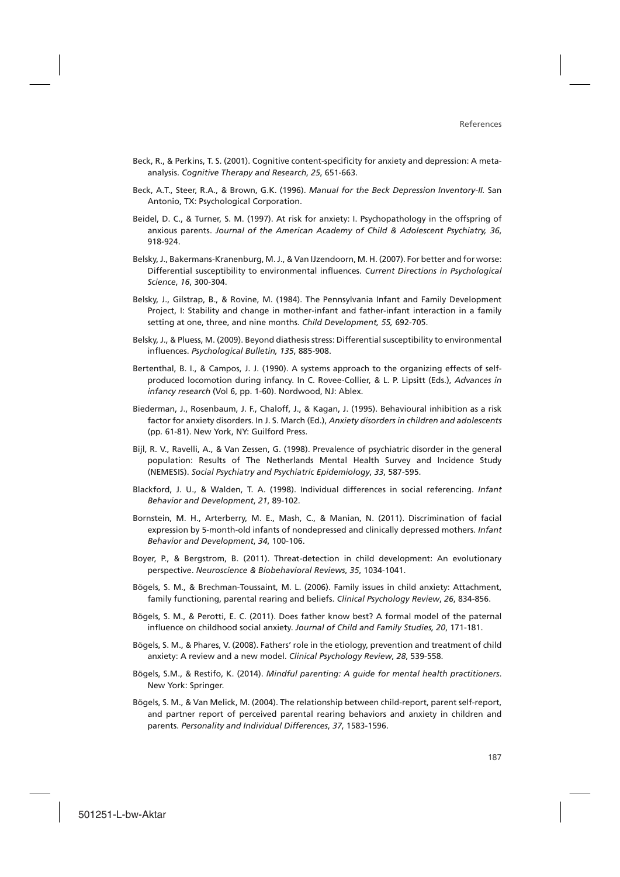Beck, R., & Perkins, T. S. (2001). Cognitive content-specificity for anxiety and depression: A meta-analysis. *Cognitive Therapy and Research*, *25*, 651-663.

Beck, A.T., Steer, R.A., & Brown, G.K. (1996). *Manual for the Beck Depression Inventory-II.* San Antonio, TX: Psychological Corporation.

Beidel, D. C., & Turner, S. M. (1997). At risk for anxiety: I. Psychopathology in the offspring of anxious parents. *Journal of the American Academy of Child & Adolescent Psychiatry, 36*, 918-924.

Belsky, J., Bakermans-Kranenburg, M. J., & Van IJzendoorn, M. H. (2007). For better and for worse: Differential susceptibility to environmental influences. *Current Directions in Psychological Science*, *16*, 300-304.

Belsky, J., Gilstrap, B., & Rovine, M. (1984). The Pennsylvania Infant and Family Development Project, I: Stability and change in mother-infant and father-infant interaction in a family setting at one, three, and nine months. *Child Development, 55,* 692-705.

Belsky, J., & Pluess, M. (2009). Beyond diathesis stress: Differential susceptibility to environmental influences. *Psychological Bulletin, 135*, 885-908.

Bertenthal, B. I., & Campos, J. J. (1990). A systems approach to the organizing effects of self-produced locomotion during infancy. In C. Rovee-Collier, & L. P. Lipsitt (Eds.), *Advances in infancy research* (Vol 6, pp. 1-60). Nordwood, NJ: Ablex.

Biederman, J., Rosenbaum, J. F., Chaloff, J., & Kagan, J. (1995). Behavioural inhibition as a risk factor for anxiety disorders. In J. S. March (Ed.), *Anxiety disorders in children and adolescents* (pp. 61-81). New York, NY: Guilford Press.

Bijl, R. V., Ravelli, A., & Van Zessen, G. (1998). Prevalence of psychiatric disorder in the general population: Results of The Netherlands Mental Health Survey and Incidence Study (NEMESIS). *Social Psychiatry and Psychiatric Epidemiology*, *33*, 587-595.

Blackford, J. U., & Walden, T. A. (1998). Individual differences in social referencing. *Infant Behavior and Development*, *21*, 89-102.

Bornstein, M. H., Arterberry, M. E., Mash, C., & Manian, N. (2011). Discrimination of facial expression by 5-month-old infants of nondepressed and clinically depressed mothers. *Infant Behavior and Development*, *34*, 100-106.

Boyer, P., & Bergstrom, B. (2011). Threat-detection in child development: An evolutionary perspective. *Neuroscience & Biobehavioral Reviews*, *35*, 1034-1041.

Bögels, S. M., & Brechman-Toussaint, M. L. (2006). Family issues in child anxiety: Attachment, family functioning, parental rearing and beliefs. *Clinical Psychology Review*, *26*, 834-856.

Bögels, S. M., & Perotti, E. C. (2011). Does father know best? A formal model of the paternal influence on childhood social anxiety. *Journal of Child and Family Studies, 20*, 171-181.

Bögels, S. M., & Phares, V. (2008). Fathers' role in the etiology, prevention and treatment of child anxiety: A review and a new model. *Clinical Psychology Review*, *28*, 539-558.

Bögels, S.M., & Restifo, K. (2014). *Mindful parenting: A guide for mental health practitioners*. New York: Springer.

Bögels, S. M., & Van Melick, M. (2004). The relationship between child-report, parent self-report, and partner report of perceived parental rearing behaviors and anxiety in children and parents. *Personality and Individual Differences*, *37*, 1583-1596.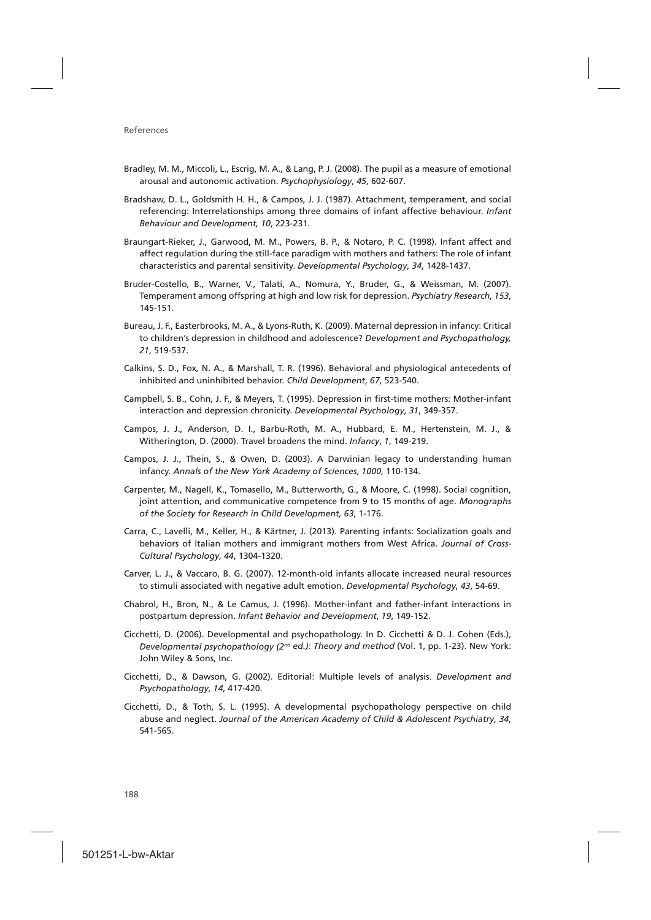Bradley, M. M., Miccoli, L., Escrig, M. A., & Lang, P. J. (2008). The pupil as a measure of emotional arousal and autonomic activation. *Psychophysiology*, *45*, 602-607.

Bradshaw, D. L., Goldsmith H. H., & Campos, J. J. (1987). Attachment, temperament, and social referencing: Interrelationships among three domains of infant affective behaviour. *Infant Behaviour and Development, 10*, 223-231.

Braungart-Rieker, J., Garwood, M. M., Powers, B. P., & Notaro, P. C. (1998). Infant affect and affect regulation during the still-face paradigm with mothers and fathers: The role of infant characteristics and parental sensitivity. *Developmental Psychology*, *34*, 1428-1437.

Bruder-Costello, B., Warner, V., Talati, A., Nomura, Y., Bruder, G., & Weissman, M. (2007). Temperament among offspring at high and low risk for depression. *Psychiatry Research*, *153*, 145-151.

Bureau, J. F., Easterbrooks, M. A., & Lyons-Ruth, K. (2009). Maternal depression in infancy: Critical to children's depression in childhood and adolescence? *Development and Psychopathology, 21*, 519-537.

Calkins, S. D., Fox, N. A., & Marshall, T. R. (1996). Behavioral and physiological antecedents of inhibited and uninhibited behavior. *Child Development*, *67*, 523-540.

Campbell, S. B., Cohn, J. F., & Meyers, T. (1995). Depression in first-time mothers: Mother-infant interaction and depression chronicity. *Developmental Psychology*, *31*, 349-357.

Campos, J. J., Anderson, D. I., Barbu-Roth, M. A., Hubbard, E. M., Hertenstein, M. J., & Witherington, D. (2000). Travel broadens the mind. *Infancy*, *1*, 149-219.

Campos, J. J., Thein, S., & Owen, D. (2003). A Darwinian legacy to understanding human infancy. *Annals of the New York Academy of Sciences*, *1000*, 110-134.

Carpenter, M., Nagell, K., Tomasello, M., Butterworth, G., & Moore, C. (1998). Social cognition, joint attention, and communicative competence from 9 to 15 months of age. *Monographs of the Society for Research in Child Development, 63*, 1-176.

Carra, C., Lavelli, M., Keller, H., & Kärtner, J. (2013). Parenting infants: Socialization goals and behaviors of Italian mothers and immigrant mothers from West Africa. *Journal of Cross-Cultural Psychology*, *44*, 1304-1320.

Carver, L. J., & Vaccaro, B. G. (2007). 12-month-old infants allocate increased neural resources to stimuli associated with negative adult emotion. *Developmental Psychology*, *43*, 54-69.

Chabrol, H., Bron, N., & Le Camus, J. (1996). Mother-infant and father-infant interactions in postpartum depression. *Infant Behavior and Development*, *19*, 149-152.

Cicchetti, D. (2006). Developmental and psychopathology. In D. Cicchetti & D. J. Cohen (Eds.), *Developmental psychopathology (2nd ed.): Theory and method* (Vol. 1, pp. 1-23). New York: John Wiley & Sons, Inc.

Cicchetti, D., & Dawson, G. (2002). Editorial: Multiple levels of analysis. *Development and Psychopathology*, *14*, 417-420.

Cicchetti, D., & Toth, S. L. (1995). A developmental psychopathology perspective on child abuse and neglect. *Journal of the American Academy of Child & Adolescent Psychiatry*, *34*, 541-565.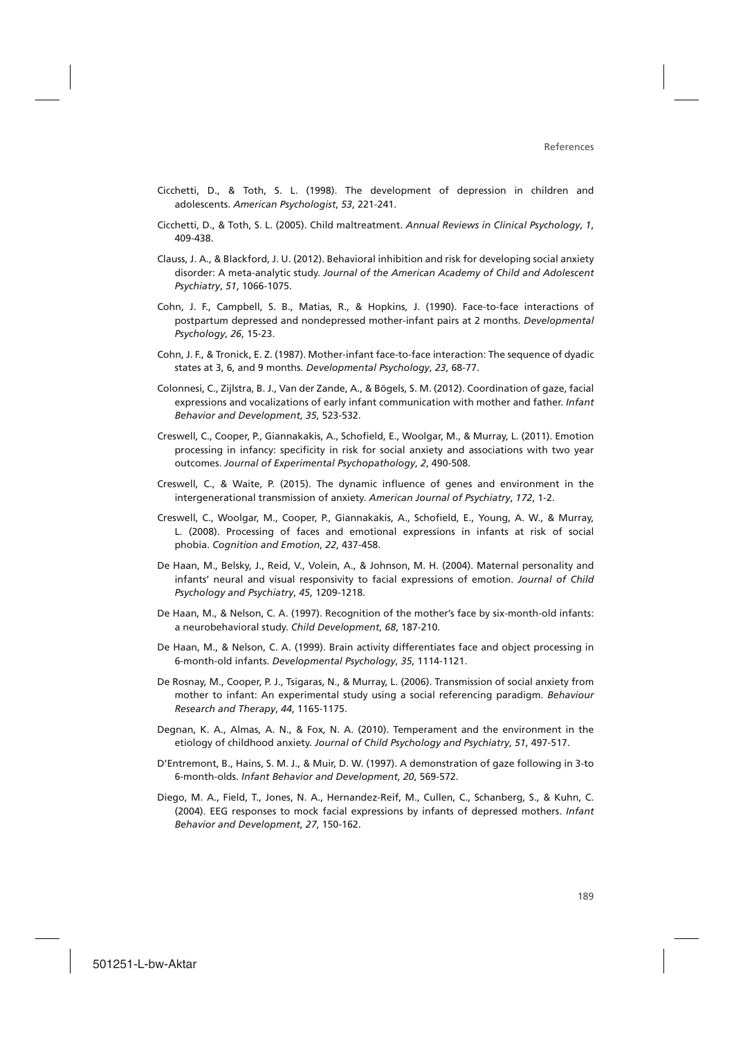Cicchetti, D., & Toth, S. L. (1998). The development of depression in children and adolescents. *American Psychologist*, *53*, 221-241.

Cicchetti, D., & Toth, S. L. (2005). Child maltreatment. *Annual Reviews in Clinical Psychology*, *1*, 409-438.

Clauss, J. A., & Blackford, J. U. (2012). Behavioral inhibition and risk for developing social anxiety disorder: A meta-analytic study. *Journal of the American Academy of Child and Adolescent Psychiatry*, *51*, 1066-1075.

Cohn, J. F., Campbell, S. B., Matias, R., & Hopkins, J. (1990). Face-to-face interactions of postpartum depressed and nondepressed mother-infant pairs at 2 months. *Developmental Psychology*, *26*, 15-23.

Cohn, J. F., & Tronick, E. Z. (1987). Mother-infant face-to-face interaction: The sequence of dyadic states at 3, 6, and 9 months. *Developmental Psychology*, *23*, 68-77.

Colonnesi, C., Zijlstra, B. J., Van der Zande, A., & Bögels, S. M. (2012). Coordination of gaze, facial expressions and vocalizations of early infant communication with mother and father. *Infant Behavior and Development*, *35*, 523-532.

Creswell, C., Cooper, P., Giannakakis, A., Schofield, E., Woolgar, M., & Murray, L. (2011). Emotion processing in infancy: specificity in risk for social anxiety and associations with two year outcomes. *Journal of Experimental Psychopathology*, *2*, 490-508.

Creswell, C., & Waite, P. (2015). The dynamic influence of genes and environment in the intergenerational transmission of anxiety. *American Journal of Psychiatry*, *172*, 1-2.

Creswell, C., Woolgar, M., Cooper, P., Giannakakis, A., Schofield, E., Young, A. W., & Murray, L. (2008). Processing of faces and emotional expressions in infants at risk of social phobia. *Cognition and Emotion*, *22*, 437-458.

De Haan, M., Belsky, J., Reid, V., Volein, A., & Johnson, M. H. (2004). Maternal personality and infants' neural and visual responsivity to facial expressions of emotion. *Journal of Child Psychology and Psychiatry*, *45*, 1209-1218.

De Haan, M., & Nelson, C. A. (1997). Recognition of the mother's face by six-month-old infants: a neurobehavioral study. *Child Development*, *68*, 187-210.

De Haan, M., & Nelson, C. A. (1999). Brain activity differentiates face and object processing in 6-month-old infants. *Developmental Psychology*, *35*, 1114-1121.

De Rosnay, M., Cooper, P. J., Tsigaras, N., & Murray, L. (2006). Transmission of social anxiety from mother to infant: An experimental study using a social referencing paradigm. *Behaviour Research and Therapy*, *44*, 1165-1175.

Degnan, K. A., Almas, A. N., & Fox, N. A. (2010). Temperament and the environment in the etiology of childhood anxiety. *Journal of Child Psychology and Psychiatry*, *51*, 497-517.

D'Entremont, B., Hains, S. M. J., & Muir, D. W. (1997). A demonstration of gaze following in 3-to 6-month-olds. *Infant Behavior and Development*, *20*, 569-572.

Diego, M. A., Field, T., Jones, N. A., Hernandez-Reif, M., Cullen, C., Schanberg, S., & Kuhn, C. (2004). EEG responses to mock facial expressions by infants of depressed mothers. *Infant Behavior and Development*, *27*, 150-162.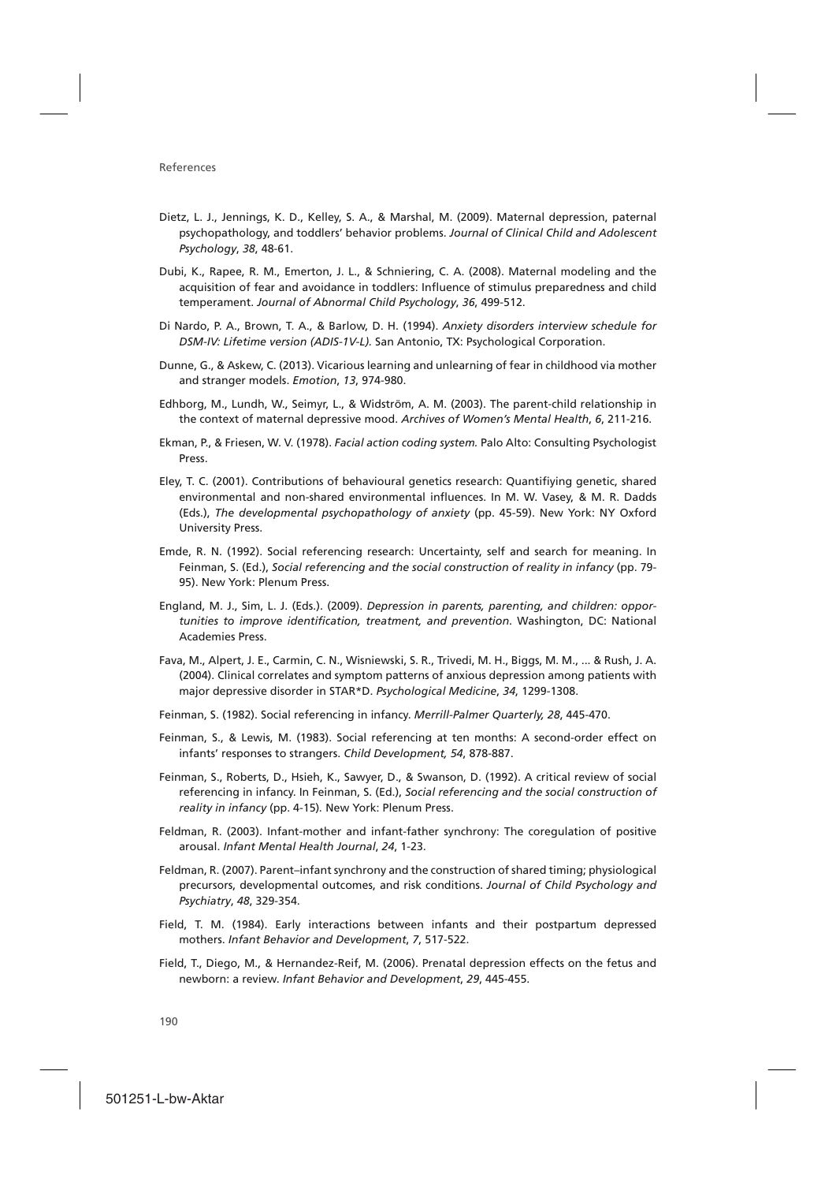Dietz, L. J., Jennings, K. D., Kelley, S. A., & Marshal, M. (2009). Maternal depression, paternal psychopathology, and toddlers' behavior problems. *Journal of Clinical Child and Adolescent Psychology*, *38*, 48-61.

Dubi, K., Rapee, R. M., Emerton, J. L., & Schniering, C. A. (2008). Maternal modeling and the acquisition of fear and avoidance in toddlers: Influence of stimulus preparedness and child temperament. *Journal of Abnormal Child Psychology*, *36*, 499-512.

Di Nardo, P. A., Brown, T. A., & Barlow, D. H. (1994). *Anxiety disorders interview schedule for DSM-IV: Lifetime version (ADIS-1V-L).* San Antonio, TX: Psychological Corporation.

Dunne, G., & Askew, C. (2013). Vicarious learning and unlearning of fear in childhood via mother and stranger models. *Emotion*, *13*, 974-980.

Edhborg, M., Lundh, W., Seimyr, L., & Widström, A. M. (2003). The parent-child relationship in the context of maternal depressive mood. *Archives of Women's Mental Health*, *6*, 211-216.

Ekman, P., & Friesen, W. V. (1978). *Facial action coding system.* Palo Alto: Consulting Psychologist Press.

Eley, T. C. (2001). Contributions of behavioural genetics research: Quantifiying genetic, shared environmental and non-shared environmental influences. In M. W. Vasey, & M. R. Dadds (Eds.), *The developmental psychopathology of anxiety* (pp. 45-59). New York: NY Oxford University Press.

Emde, R. N. (1992). Social referencing research: Uncertainty, self and search for meaning. In Feinman, S. (Ed.), *Social referencing and the social construction of reality in infancy* (pp. 79-95). New York: Plenum Press.

England, M. J., Sim, L. J. (Eds.). (2009). *Depression in parents, parenting, and children: opportunities to improve identification, treatment, and prevention*. Washington, DC: National Academies Press.

Fava, M., Alpert, J. E., Carmin, C. N., Wisniewski, S. R., Trivedi, M. H., Biggs, M. M., ... & Rush, J. A. (2004). Clinical correlates and symptom patterns of anxious depression among patients with major depressive disorder in STAR*D. *Psychological Medicine*, *34*, 1299-1308.

Feinman, S. (1982). Social referencing in infancy. *Merrill-Palmer Quarterly, 28*, 445-470.

Feinman, S., & Lewis, M. (1983). Social referencing at ten months: A second-order effect on infants' responses to strangers. *Child Development, 54*, 878-887.

Feinman, S., Roberts, D., Hsieh, K., Sawyer, D., & Swanson, D. (1992). A critical review of social referencing in infancy. In Feinman, S. (Ed.), *Social referencing and the social construction of reality in infancy* (pp. 4-15). New York: Plenum Press.

Feldman, R. (2003). Infant-mother and infant-father synchrony: The coregulation of positive arousal. *Infant Mental Health Journal*, *24*, 1-23.

Feldman, R. (2007). Parent–infant synchrony and the construction of shared timing; physiological precursors, developmental outcomes, and risk conditions. *Journal of Child Psychology and Psychiatry*, *48*, 329-354.

Field, T. M. (1984). Early interactions between infants and their postpartum depressed mothers. *Infant Behavior and Development*, *7*, 517-522.

Field, T., Diego, M., & Hernandez-Reif, M. (2006). Prenatal depression effects on the fetus and newborn: a review. *Infant Behavior and Development*, *29*, 445-455.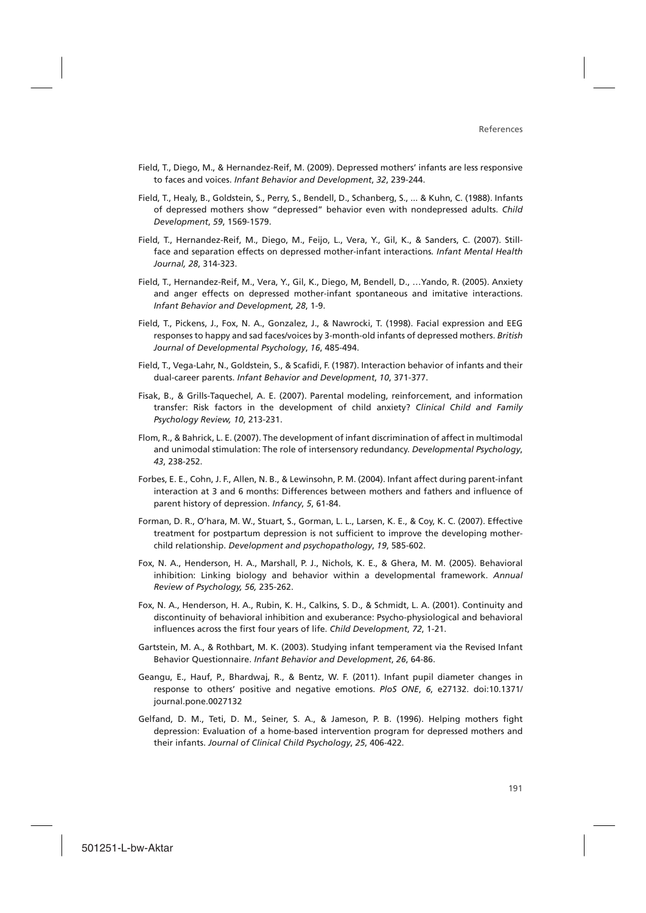Field, T., Diego, M., & Hernandez-Reif, M. (2009). Depressed mothers' infants are less responsive to faces and voices. *Infant Behavior and Development*, *32*, 239-244.

Field, T., Healy, B., Goldstein, S., Perry, S., Bendell, D., Schanberg, S., ... & Kuhn, C. (1988). Infants of depressed mothers show "depressed" behavior even with nondepressed adults. *Child Development*, *59*, 1569-1579.

Field, T., Hernandez-Reif, M., Diego, M., Feijo, L., Vera, Y., Gil, K., & Sanders, C. (2007). Still-face and separation effects on depressed mother-infant interactions. *Infant Mental Health Journal, 28*, 314-323.

Field, T., Hernandez-Reif, M., Vera, Y., Gil, K., Diego, M, Bendell, D., …Yando, R. (2005). Anxiety and anger effects on depressed mother-infant spontaneous and imitative interactions. *Infant Behavior and Development, 28*, 1-9.

Field, T., Pickens, J., Fox, N. A., Gonzalez, J., & Nawrocki, T. (1998). Facial expression and EEG responses to happy and sad faces/voices by 3-month-old infants of depressed mothers. *British Journal of Developmental Psychology*, *16*, 485-494.

Field, T., Vega-Lahr, N., Goldstein, S., & Scafidi, F. (1987). Interaction behavior of infants and their dual-career parents. *Infant Behavior and Development*, *10*, 371-377.

Fisak, B., & Grills-Taquechel, A. E. (2007). Parental modeling, reinforcement, and information transfer: Risk factors in the development of child anxiety? *Clinical Child and Family Psychology Review, 10*, 213-231.

Flom, R., & Bahrick, L. E. (2007). The development of infant discrimination of affect in multimodal and unimodal stimulation: The role of intersensory redundancy. *Developmental Psychology*, *43*, 238-252.

Forbes, E. E., Cohn, J. F., Allen, N. B., & Lewinsohn, P. M. (2004). Infant affect during parent-infant interaction at 3 and 6 months: Differences between mothers and fathers and influence of parent history of depression. *Infancy*, *5*, 61-84.

Forman, D. R., O'hara, M. W., Stuart, S., Gorman, L. L., Larsen, K. E., & Coy, K. C. (2007). Effective treatment for postpartum depression is not sufficient to improve the developing mother-child relationship. *Development and psychopathology*, *19*, 585-602.

Fox, N. A., Henderson, H. A., Marshall, P. J., Nichols, K. E., & Ghera, M. M. (2005). Behavioral inhibition: Linking biology and behavior within a developmental framework. *Annual Review of Psychology, 56,* 235-262.

Fox, N. A., Henderson, H. A., Rubin, K. H., Calkins, S. D., & Schmidt, L. A. (2001). Continuity and discontinuity of behavioral inhibition and exuberance: Psycho-physiological and behavioral influences across the first four years of life. *Child Development*, *72*, 1-21.

Gartstein, M. A., & Rothbart, M. K. (2003). Studying infant temperament via the Revised Infant Behavior Questionnaire. *Infant Behavior and Development*, *26*, 64-86.

Geangu, E., Hauf, P., Bhardwaj, R., & Bentz, W. F. (2011). Infant pupil diameter changes in response to others' positive and negative emotions. *PloS ONE*, *6*, e27132. doi:10.1371/journal.pone.0027132

Gelfand, D. M., Teti, D. M., Seiner, S. A., & Jameson, P. B. (1996). Helping mothers fight depression: Evaluation of a home-based intervention program for depressed mothers and their infants. *Journal of Clinical Child Psychology*, *25*, 406-422.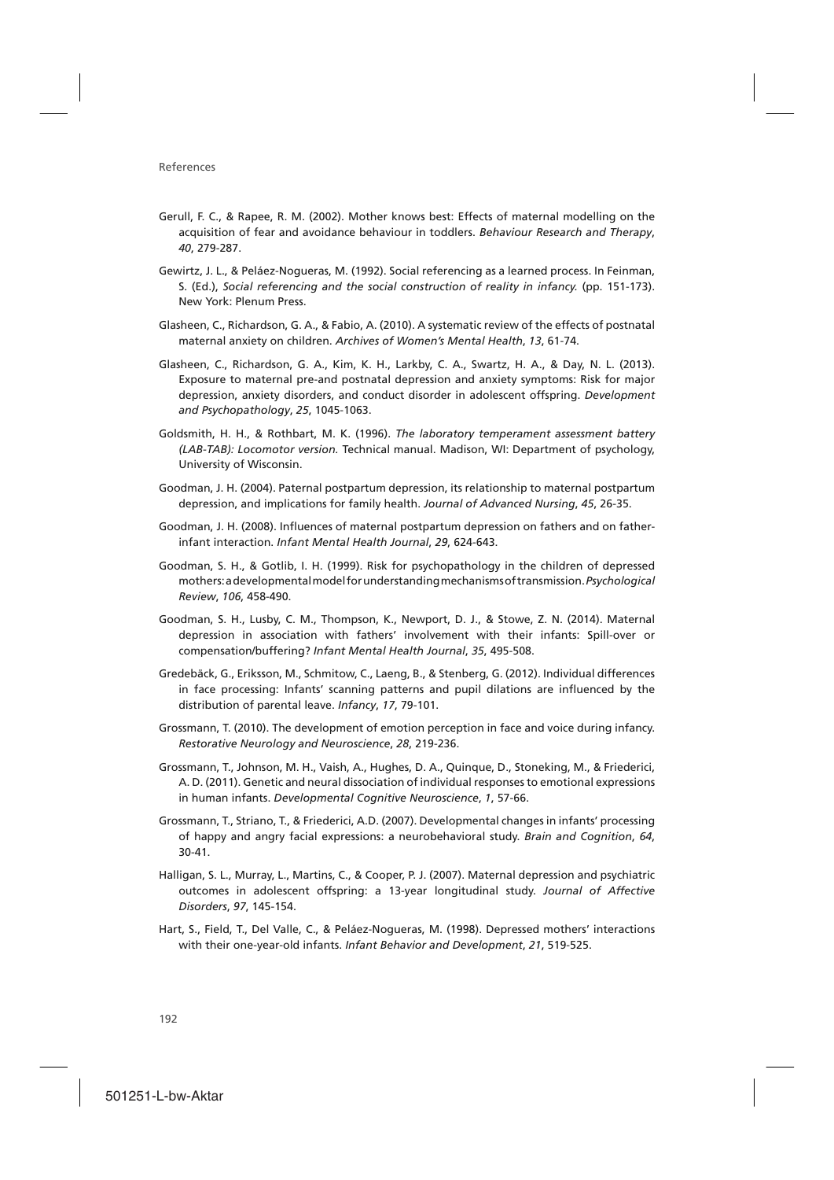Gerull, F. C., & Rapee, R. M. (2002). Mother knows best: Effects of maternal modelling on the acquisition of fear and avoidance behaviour in toddlers. *Behaviour Research and Therapy*, *40*, 279-287.

Gewirtz, J. L., & Peláez-Nogueras, M. (1992). Social referencing as a learned process. In Feinman, S. (Ed.), *Social referencing and the social construction of reality in infancy.* (pp. 151-173). New York: Plenum Press.

Glasheen, C., Richardson, G. A., & Fabio, A. (2010). A systematic review of the effects of postnatal maternal anxiety on children. *Archives of Women's Mental Health*, *13*, 61-74.

Glasheen, C., Richardson, G. A., Kim, K. H., Larkby, C. A., Swartz, H. A., & Day, N. L. (2013). Exposure to maternal pre-and postnatal depression and anxiety symptoms: Risk for major depression, anxiety disorders, and conduct disorder in adolescent offspring. *Development and Psychopathology*, *25*, 1045-1063.

Goldsmith, H. H., & Rothbart, M. K. (1996). *The laboratory temperament assessment battery (LAB-TAB): Locomotor version.* Technical manual. Madison, WI: Department of psychology, University of Wisconsin.

Goodman, J. H. (2004). Paternal postpartum depression, its relationship to maternal postpartum depression, and implications for family health. *Journal of Advanced Nursing*, *45*, 26-35.

Goodman, J. H. (2008). Influences of maternal postpartum depression on fathers and on father-infant interaction. *Infant Mental Health Journal*, *29*, 624-643.

Goodman, S. H., & Gotlib, I. H. (1999). Risk for psychopathology in the children of depressed mothers: a developmental model for understanding mechanisms of transmission. *Psychological Review*, *106*, 458-490.

Goodman, S. H., Lusby, C. M., Thompson, K., Newport, D. J., & Stowe, Z. N. (2014). Maternal depression in association with fathers' involvement with their infants: Spill-over or compensation/buffering? *Infant Mental Health Journal*, *35*, 495-508.

Gredebäck, G., Eriksson, M., Schmitow, C., Laeng, B., & Stenberg, G. (2012). Individual differences in face processing: Infants' scanning patterns and pupil dilations are influenced by the distribution of parental leave. *Infancy*, *17*, 79-101.

Grossmann, T. (2010). The development of emotion perception in face and voice during infancy. *Restorative Neurology and Neuroscience*, *28*, 219-236.

Grossmann, T., Johnson, M. H., Vaish, A., Hughes, D. A., Quinque, D., Stoneking, M., & Friederici, A. D. (2011). Genetic and neural dissociation of individual responses to emotional expressions in human infants. *Developmental Cognitive Neuroscience*, *1*, 57-66.

Grossmann, T., Striano, T., & Friederici, A.D. (2007). Developmental changes in infants' processing of happy and angry facial expressions: a neurobehavioral study. *Brain and Cognition*, *64*, 30-41.

Halligan, S. L., Murray, L., Martins, C., & Cooper, P. J. (2007). Maternal depression and psychiatric outcomes in adolescent offspring: a 13-year longitudinal study. *Journal of Affective Disorders*, *97*, 145-154.

Hart, S., Field, T., Del Valle, C., & Peláez-Nogueras, M. (1998). Depressed mothers' interactions with their one-year-old infants. *Infant Behavior and Development*, *21*, 519-525.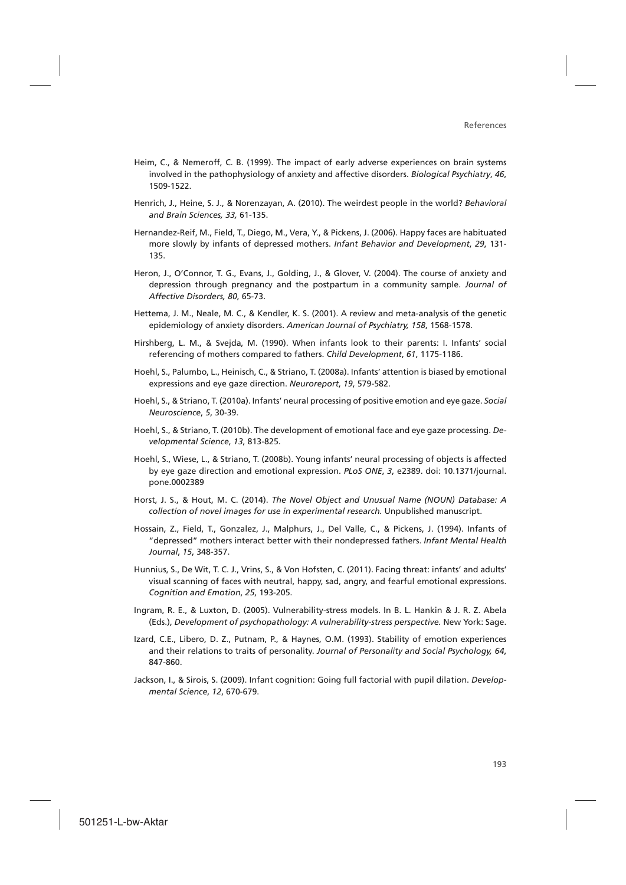Heim, C., & Nemeroff, C. B. (1999). The impact of early adverse experiences on brain systems involved in the pathophysiology of anxiety and affective disorders. *Biological Psychiatry*, *46*, 1509-1522.

Henrich, J., Heine, S. J., & Norenzayan, A. (2010). The weirdest people in the world? *Behavioral and Brain Sciences, 33,* 61-135.

Hernandez-Reif, M., Field, T., Diego, M., Vera, Y., & Pickens, J. (2006). Happy faces are habituated more slowly by infants of depressed mothers. *Infant Behavior and Development*, *29*, 131-135.

Heron, J., O'Connor, T. G., Evans, J., Golding, J., & Glover, V. (2004). The course of anxiety and depression through pregnancy and the postpartum in a community sample. *Journal of Affective Disorders, 80*, 65-73.

Hettema, J. M., Neale, M. C., & Kendler, K. S. (2001). A review and meta-analysis of the genetic epidemiology of anxiety disorders. *American Journal of Psychiatry, 158*, 1568-1578.

Hirshberg, L. M., & Svejda, M. (1990). When infants look to their parents: I. Infants' social referencing of mothers compared to fathers. *Child Development*, *61*, 1175-1186.

Hoehl, S., Palumbo, L., Heinisch, C., & Striano, T. (2008a). Infants' attention is biased by emotional expressions and eye gaze direction. *Neuroreport*, *19*, 579-582.

Hoehl, S., & Striano, T. (2010a). Infants' neural processing of positive emotion and eye gaze. *Social Neuroscience*, *5*, 30-39.

Hoehl, S., & Striano, T. (2010b). The development of emotional face and eye gaze processing. *Developmental Science*, *13*, 813-825.

Hoehl, S., Wiese, L., & Striano, T. (2008b). Young infants' neural processing of objects is affected by eye gaze direction and emotional expression. *PLoS ONE*, *3*, e2389. doi: 10.1371/journal.pone.0002389

Horst, J. S., & Hout, M. C. (2014). *The Novel Object and Unusual Name (NOUN) Database: A collection of novel images for use in experimental research.* Unpublished manuscript.

Hossain, Z., Field, T., Gonzalez, J., Malphurs, J., Del Valle, C., & Pickens, J. (1994). Infants of "depressed" mothers interact better with their nondepressed fathers. *Infant Mental Health Journal*, *15*, 348-357.

Hunnius, S., De Wit, T. C. J., Vrins, S., & Von Hofsten, C. (2011). Facing threat: infants' and adults' visual scanning of faces with neutral, happy, sad, angry, and fearful emotional expressions. *Cognition and Emotion*, *25*, 193-205.

Ingram, R. E., & Luxton, D. (2005). Vulnerability-stress models. In B. L. Hankin & J. R. Z. Abela (Eds.), *Development of psychopathology: A vulnerability-stress perspective.* New York: Sage.

Izard, C.E., Libero, D. Z., Putnam, P., & Haynes, O.M. (1993). Stability of emotion experiences and their relations to traits of personality. *Journal of Personality and Social Psychology, 64*, 847-860.

Jackson, I., & Sirois, S. (2009). Infant cognition: Going full factorial with pupil dilation. *Developmental Science*, *12*, 670-679.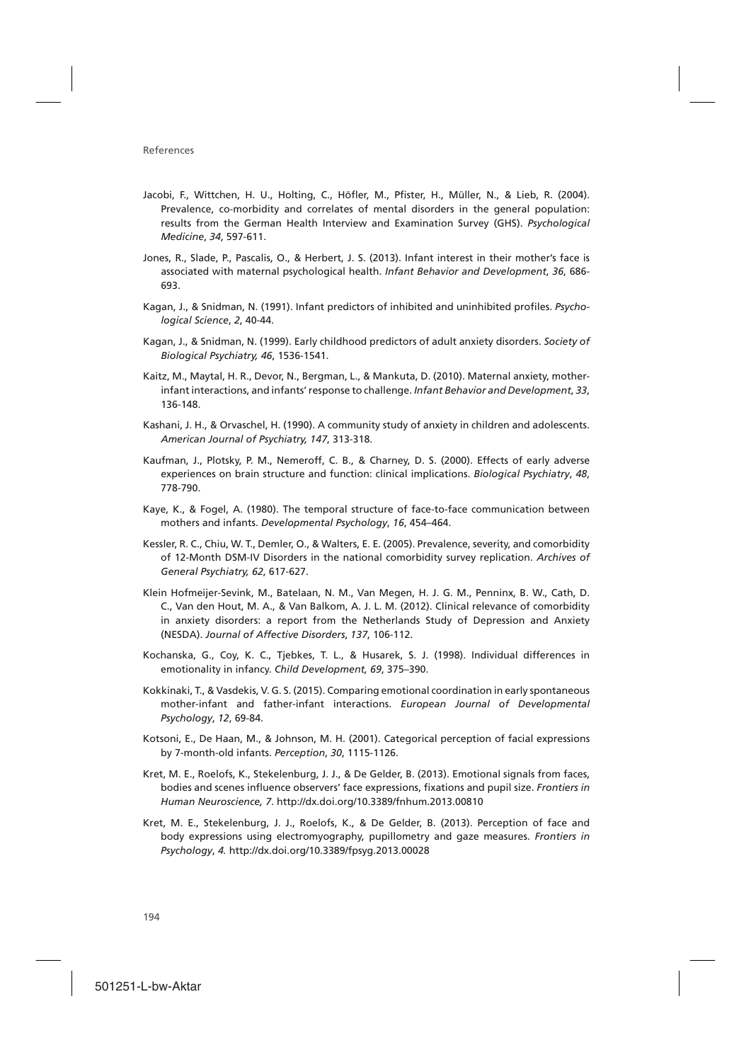Jacobi, F., Wittchen, H. U., Holting, C., Höfler, M., Pfister, H., Müller, N., & Lieb, R. (2004). Prevalence, co-morbidity and correlates of mental disorders in the general population: results from the German Health Interview and Examination Survey (GHS). *Psychological Medicine*, *34*, 597-611.

Jones, R., Slade, P., Pascalis, O., & Herbert, J. S. (2013). Infant interest in their mother's face is associated with maternal psychological health. *Infant Behavior and Development*, *36*, 686-693.

Kagan, J., & Snidman, N. (1991). Infant predictors of inhibited and uninhibited profiles. *Psychological Science*, *2*, 40-44.

Kagan, J., & Snidman, N. (1999). Early childhood predictors of adult anxiety disorders. *Society of Biological Psychiatry, 46*, 1536-1541.

Kaitz, M., Maytal, H. R., Devor, N., Bergman, L., & Mankuta, D. (2010). Maternal anxiety, mother-infant interactions, and infants' response to challenge. *Infant Behavior and Development*, *33*, 136-148.

Kashani, J. H., & Orvaschel, H. (1990). A community study of anxiety in children and adolescents. *American Journal of Psychiatry, 147*, 313-318.

Kaufman, J., Plotsky, P. M., Nemeroff, C. B., & Charney, D. S. (2000). Effects of early adverse experiences on brain structure and function: clinical implications. *Biological Psychiatry*, *48*, 778-790.

Kaye, K., & Fogel, A. (1980). The temporal structure of face-to-face communication between mothers and infants. *Developmental Psychology*, *16*, 454–464.

Kessler, R. C., Chiu, W. T., Demler, O., & Walters, E. E. (2005). Prevalence, severity, and comorbidity of 12-Month DSM-IV Disorders in the national comorbidity survey replication. *Archives of General Psychiatry, 62*, 617-627.

Klein Hofmeijer-Sevink, M., Batelaan, N. M., Van Megen, H. J. G. M., Penninx, B. W., Cath, D. C., Van den Hout, M. A., & Van Balkom, A. J. L. M. (2012). Clinical relevance of comorbidity in anxiety disorders: a report from the Netherlands Study of Depression and Anxiety (NESDA). *Journal of Affective Disorders*, *137*, 106-112.

Kochanska, G., Coy, K. C., Tjebkes, T. L., & Husarek, S. J. (1998). Individual differences in emotionality in infancy. *Child Development, 69*, 375–390.

Kokkinaki, T., & Vasdekis, V. G. S. (2015). Comparing emotional coordination in early spontaneous mother-infant and father-infant interactions. *European Journal of Developmental Psychology*, *12*, 69-84.

Kotsoni, E., De Haan, M., & Johnson, M. H. (2001). Categorical perception of facial expressions by 7-month-old infants. *Perception*, *30*, 1115-1126.

Kret, M. E., Roelofs, K., Stekelenburg, J. J., & De Gelder, B. (2013). Emotional signals from faces, bodies and scenes influence observers' face expressions, fixations and pupil size. *Frontiers in Human Neuroscience, 7*. http://dx.doi.org/10.3389/fnhum.2013.00810

Kret, M. E., Stekelenburg, J. J., Roelofs, K., & De Gelder, B. (2013). Perception of face and body expressions using electromyography, pupillometry and gaze measures. *Frontiers in Psychology*, *4.* http://dx.doi.org/10.3389/fpsyg.2013.00028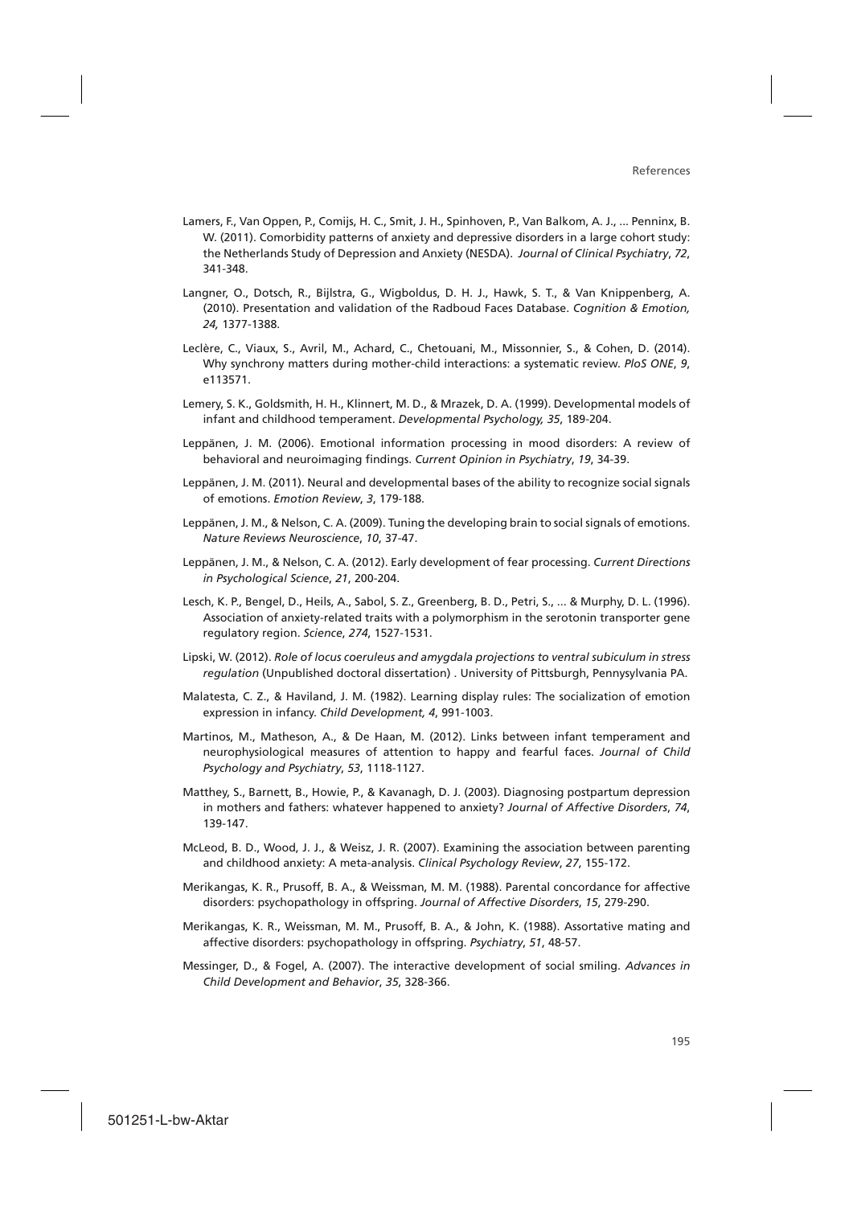Lamers, F., Van Oppen, P., Comijs, H. C., Smit, J. H., Spinhoven, P., Van Balkom, A. J., ... Penninx, B. W. (2011). Comorbidity patterns of anxiety and depressive disorders in a large cohort study: the Netherlands Study of Depression and Anxiety (NESDA). *Journal of Clinical Psychiatry*, *72*, 341-348.

Langner, O., Dotsch, R., Bijlstra, G., Wigboldus, D. H. J., Hawk, S. T., & Van Knippenberg, A. (2010). Presentation and validation of the Radboud Faces Database. *Cognition & Emotion, 24,* 1377-1388.

Leclère, C., Viaux, S., Avril, M., Achard, C., Chetouani, M., Missonnier, S., & Cohen, D. (2014). Why synchrony matters during mother-child interactions: a systematic review. *PloS ONE*, *9*, e113571.

Lemery, S. K., Goldsmith, H. H., Klinnert, M. D., & Mrazek, D. A. (1999). Developmental models of infant and childhood temperament. *Developmental Psychology, 35*, 189-204.

Leppänen, J. M. (2006). Emotional information processing in mood disorders: A review of behavioral and neuroimaging findings. *Current Opinion in Psychiatry*, *19*, 34-39.

Leppänen, J. M. (2011). Neural and developmental bases of the ability to recognize social signals of emotions. *Emotion Review*, *3*, 179-188.

Leppänen, J. M., & Nelson, C. A. (2009). Tuning the developing brain to social signals of emotions. *Nature Reviews Neuroscience*, *10*, 37-47.

Leppänen, J. M., & Nelson, C. A. (2012). Early development of fear processing. *Current Directions in Psychological Science*, *21*, 200-204.

Lesch, K. P., Bengel, D., Heils, A., Sabol, S. Z., Greenberg, B. D., Petri, S., ... & Murphy, D. L. (1996). Association of anxiety-related traits with a polymorphism in the serotonin transporter gene regulatory region. *Science*, *274*, 1527-1531.

Lipski, W. (2012). *Role of locus coeruleus and amygdala projections to ventral subiculum in stress regulation* (Unpublished doctoral dissertation) . University of Pittsburgh, Pennysylvania PA.

Malatesta, C. Z., & Haviland, J. M. (1982). Learning display rules: The socialization of emotion expression in infancy. *Child Development, 4*, 991-1003.

Martinos, M., Matheson, A., & De Haan, M. (2012). Links between infant temperament and neurophysiological measures of attention to happy and fearful faces. *Journal of Child Psychology and Psychiatry*, *53*, 1118-1127.

Matthey, S., Barnett, B., Howie, P., & Kavanagh, D. J. (2003). Diagnosing postpartum depression in mothers and fathers: whatever happened to anxiety? *Journal of Affective Disorders*, *74*, 139-147.

McLeod, B. D., Wood, J. J., & Weisz, J. R. (2007). Examining the association between parenting and childhood anxiety: A meta-analysis. *Clinical Psychology Review*, *27*, 155-172.

Merikangas, K. R., Prusoff, B. A., & Weissman, M. M. (1988). Parental concordance for affective disorders: psychopathology in offspring. *Journal of Affective Disorders*, *15*, 279-290.

Merikangas, K. R., Weissman, M. M., Prusoff, B. A., & John, K. (1988). Assortative mating and affective disorders: psychopathology in offspring. *Psychiatry*, *51*, 48-57.

Messinger, D., & Fogel, A. (2007). The interactive development of social smiling. *Advances in Child Development and Behavior*, *35*, 328-366.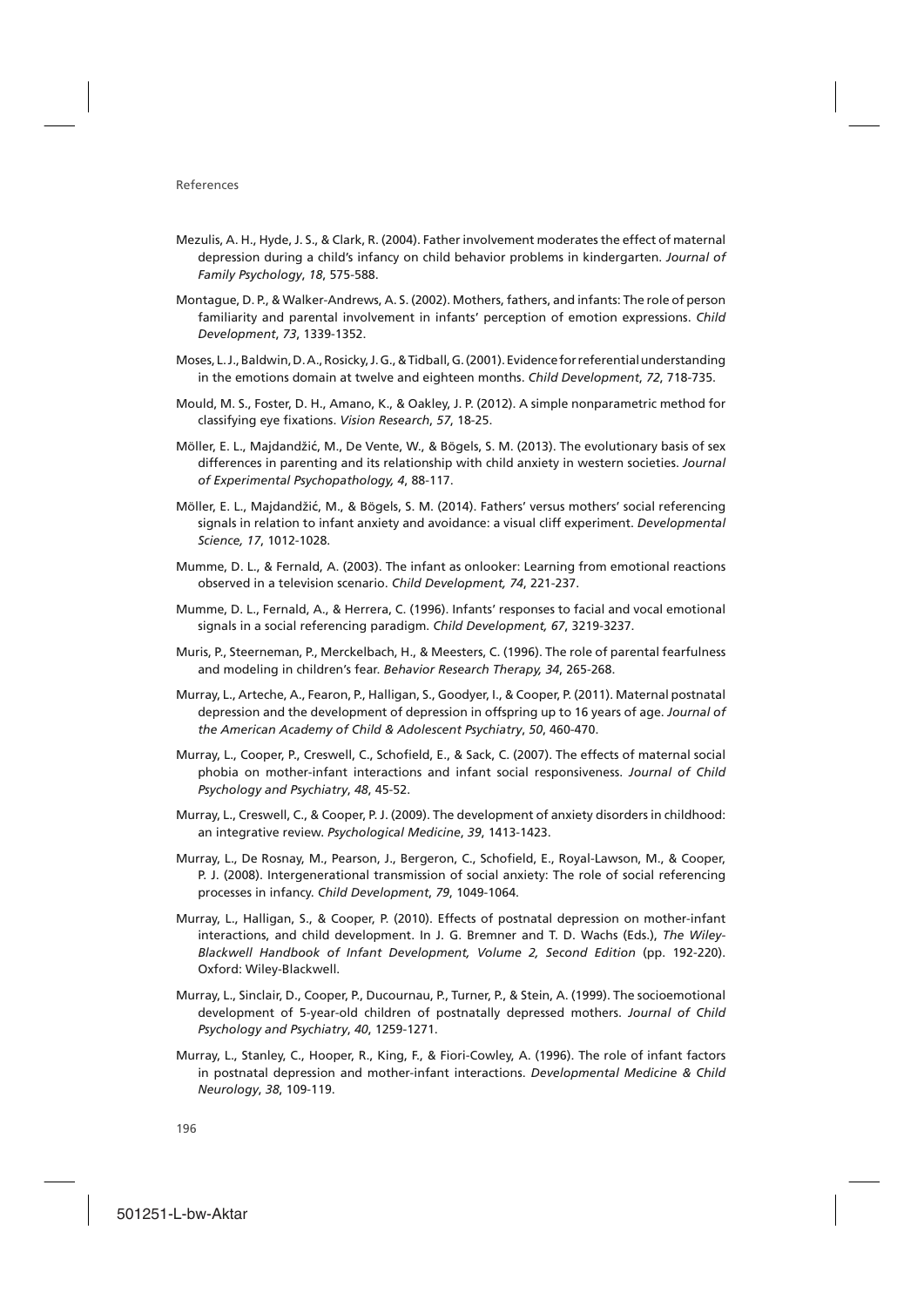Mezulis, A. H., Hyde, J. S., & Clark, R. (2004). Father involvement moderates the effect of maternal depression during a child's infancy on child behavior problems in kindergarten. *Journal of Family Psychology*, *18*, 575-588.

Montague, D. P., & Walker-Andrews, A. S. (2002). Mothers, fathers, and infants: The role of person familiarity and parental involvement in infants' perception of emotion expressions. *Child Development*, *73*, 1339-1352.

Moses, L. J., Baldwin, D. A., Rosicky, J. G., & Tidball, G. (2001). Evidence for referential understanding in the emotions domain at twelve and eighteen months. *Child Development*, *72*, 718-735.

Mould, M. S., Foster, D. H., Amano, K., & Oakley, J. P. (2012). A simple nonparametric method for classifying eye fixations. *Vision Research*, *57*, 18-25.

Möller, E. L., Majdandžić, M., De Vente, W., & Bögels, S. M. (2013). The evolutionary basis of sex differences in parenting and its relationship with child anxiety in western societies. *Journal of Experimental Psychopathology, 4*, 88-117.

Möller, E. L., Majdandžić, M., & Bögels, S. M. (2014). Fathers' versus mothers' social referencing signals in relation to infant anxiety and avoidance: a visual cliff experiment. *Developmental Science, 17*, 1012-1028.

Mumme, D. L., & Fernald, A. (2003). The infant as onlooker: Learning from emotional reactions observed in a television scenario. *Child Development, 74*, 221-237.

Mumme, D. L., Fernald, A., & Herrera, C. (1996). Infants' responses to facial and vocal emotional signals in a social referencing paradigm. *Child Development, 67*, 3219-3237.

Muris, P., Steerneman, P., Merckelbach, H., & Meesters, C. (1996). The role of parental fearfulness and modeling in children's fear. *Behavior Research Therapy, 34*, 265-268.

Murray, L., Arteche, A., Fearon, P., Halligan, S., Goodyer, I., & Cooper, P. (2011). Maternal postnatal depression and the development of depression in offspring up to 16 years of age. *Journal of the American Academy of Child & Adolescent Psychiatry*, *50*, 460-470.

Murray, L., Cooper, P., Creswell, C., Schofield, E., & Sack, C. (2007). The effects of maternal social phobia on mother-infant interactions and infant social responsiveness. *Journal of Child Psychology and Psychiatry*, *48*, 45-52.

Murray, L., Creswell, C., & Cooper, P. J. (2009). The development of anxiety disorders in childhood: an integrative review. *Psychological Medicine*, *39*, 1413-1423.

Murray, L., De Rosnay, M., Pearson, J., Bergeron, C., Schofield, E., Royal-Lawson, M., & Cooper, P. J. (2008). Intergenerational transmission of social anxiety: The role of social referencing processes in infancy. *Child Development*, *79*, 1049-1064.

Murray, L., Halligan, S., & Cooper, P. (2010). Effects of postnatal depression on mother-infant interactions, and child development. In J. G. Bremner and T. D. Wachs (Eds.), *The Wiley-Blackwell Handbook of Infant Development, Volume 2, Second Edition* (pp. 192-220). Oxford: Wiley-Blackwell.

Murray, L., Sinclair, D., Cooper, P., Ducournau, P., Turner, P., & Stein, A. (1999). The socioemotional development of 5-year-old children of postnatally depressed mothers. *Journal of Child Psychology and Psychiatry*, *40*, 1259-1271.

Murray, L., Stanley, C., Hooper, R., King, F., & Fiori-Cowley, A. (1996). The role of infant factors in postnatal depression and mother-infant interactions. *Developmental Medicine & Child Neurology*, *38*, 109-119.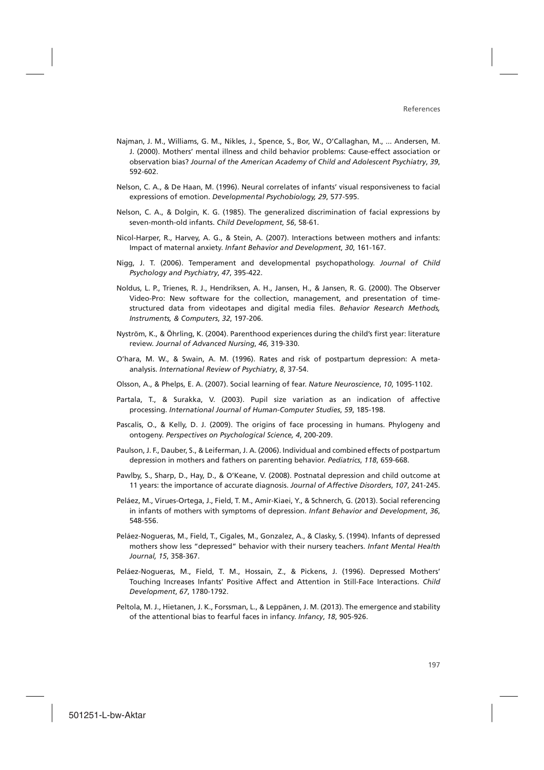Najman, J. M., Williams, G. M., Nikles, J., Spence, S., Bor, W., O'Callaghan, M., ... Andersen, M. J. (2000). Mothers' mental illness and child behavior problems: Cause-effect association or observation bias? *Journal of the American Academy of Child and Adolescent Psychiatry*, *39*, 592-602.

Nelson, C. A., & De Haan, M. (1996). Neural correlates of infants' visual responsiveness to facial expressions of emotion. *Developmental Psychobiology, 29*, 577-595.

Nelson, C. A., & Dolgin, K. G. (1985). The generalized discrimination of facial expressions by seven-month-old infants. *Child Development*, *56*, 58-61.

Nicol-Harper, R., Harvey, A. G., & Stein, A. (2007). Interactions between mothers and infants: Impact of maternal anxiety. *Infant Behavior and Development*, *30*, 161-167.

Nigg, J. T. (2006). Temperament and developmental psychopathology. *Journal of Child Psychology and Psychiatry*, *47*, 395-422.

Noldus, L. P., Trienes, R. J., Hendriksen, A. H., Jansen, H., & Jansen, R. G. (2000). The Observer Video-Pro: New software for the collection, management, and presentation of time-structured data from videotapes and digital media files. *Behavior Research Methods, Instruments, & Computers*, *32*, 197-206.

Nyström, K., & Öhrling, K. (2004). Parenthood experiences during the child's first year: literature review. *Journal of Advanced Nursing*, *46*, 319-330.

O'hara, M. W., & Swain, A. M. (1996). Rates and risk of postpartum depression: A meta-analysis. *International Review of Psychiatry*, *8*, 37-54.

Olsson, A., & Phelps, E. A. (2007). Social learning of fear. *Nature Neuroscience*, *10*, 1095-1102.

Partala, T., & Surakka, V. (2003). Pupil size variation as an indication of affective processing. *International Journal of Human-Computer Studies*, *59*, 185-198.

Pascalis, O., & Kelly, D. J. (2009). The origins of face processing in humans. Phylogeny and ontogeny. *Perspectives on Psychological Science, 4*, 200-209.

Paulson, J. F., Dauber, S., & Leiferman, J. A. (2006). Individual and combined effects of postpartum depression in mothers and fathers on parenting behavior. *Pediatrics*, *118*, 659-668.

Pawlby, S., Sharp, D., Hay, D., & O'Keane, V. (2008). Postnatal depression and child outcome at 11 years: the importance of accurate diagnosis. *Journal of Affective Disorders*, *107*, 241-245.

Peláez, M., Virues-Ortega, J., Field, T. M., Amir-Kiaei, Y., & Schnerch, G. (2013). Social referencing in infants of mothers with symptoms of depression. *Infant Behavior and Development*, *36*, 548-556.

Peláez-Nogueras, M., Field, T., Cigales, M., Gonzalez, A., & Clasky, S. (1994). Infants of depressed mothers show less "depressed" behavior with their nursery teachers. *Infant Mental Health Journal, 15*, 358-367.

Peláez-Nogueras, M., Field, T. M., Hossain, Z., & Pickens, J. (1996). Depressed Mothers' Touching Increases Infants' Positive Affect and Attention in Still-Face Interactions. *Child Development*, *67*, 1780-1792.

Peltola, M. J., Hietanen, J. K., Forssman, L., & Leppänen, J. M. (2013). The emergence and stability of the attentional bias to fearful faces in infancy. *Infancy*, *18*, 905-926.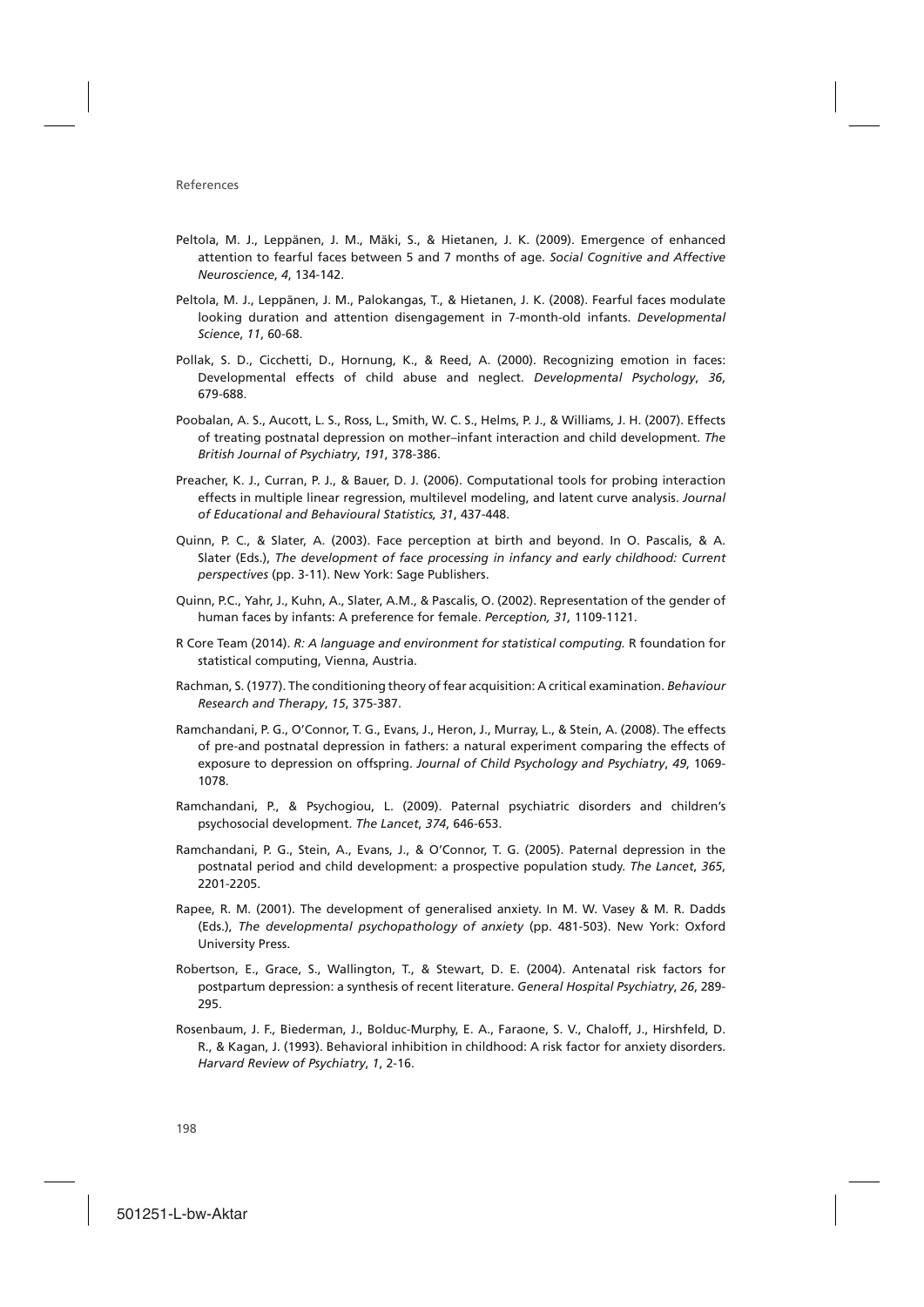Peltola, M. J., Leppänen, J. M., Mäki, S., & Hietanen, J. K. (2009). Emergence of enhanced attention to fearful faces between 5 and 7 months of age. *Social Cognitive and Affective Neuroscience*, *4*, 134-142.

Peltola, M. J., Leppänen, J. M., Palokangas, T., & Hietanen, J. K. (2008). Fearful faces modulate looking duration and attention disengagement in 7-month-old infants. *Developmental Science*, *11*, 60-68.

Pollak, S. D., Cicchetti, D., Hornung, K., & Reed, A. (2000). Recognizing emotion in faces: Developmental effects of child abuse and neglect. *Developmental Psychology*, *36*, 679-688.

Poobalan, A. S., Aucott, L. S., Ross, L., Smith, W. C. S., Helms, P. J., & Williams, J. H. (2007). Effects of treating postnatal depression on mother–infant interaction and child development. *The British Journal of Psychiatry*, *191*, 378-386.

Preacher, K. J., Curran, P. J., & Bauer, D. J. (2006). Computational tools for probing interaction effects in multiple linear regression, multilevel modeling, and latent curve analysis. *Journal of Educational and Behavioural Statistics, 31*, 437-448.

Quinn, P. C., & Slater, A. (2003). Face perception at birth and beyond. In O. Pascalis, & A. Slater (Eds.), *The development of face processing in infancy and early childhood: Current perspectives* (pp. 3-11). New York: Sage Publishers.

Quinn, P.C., Yahr, J., Kuhn, A., Slater, A.M., & Pascalis, O. (2002). Representation of the gender of human faces by infants: A preference for female. *Perception, 31,* 1109-1121.

R Core Team (2014). *R: A language and environment for statistical computing.* R foundation for statistical computing, Vienna, Austria.

Rachman, S. (1977). The conditioning theory of fear acquisition: A critical examination. *Behaviour Research and Therapy*, *15*, 375-387.

Ramchandani, P. G., O'Connor, T. G., Evans, J., Heron, J., Murray, L., & Stein, A. (2008). The effects of pre-and postnatal depression in fathers: a natural experiment comparing the effects of exposure to depression on offspring. *Journal of Child Psychology and Psychiatry*, *49*, 1069-1078.

Ramchandani, P., & Psychogiou, L. (2009). Paternal psychiatric disorders and children's psychosocial development. *The Lancet*, *374*, 646-653.

Ramchandani, P. G., Stein, A., Evans, J., & O'Connor, T. G. (2005). Paternal depression in the postnatal period and child development: a prospective population study. *The Lancet*, *365*, 2201-2205.

Rapee, R. M. (2001). The development of generalised anxiety. In M. W. Vasey & M. R. Dadds (Eds.), *The developmental psychopathology of anxiety* (pp. 481-503). New York: Oxford University Press.

Robertson, E., Grace, S., Wallington, T., & Stewart, D. E. (2004). Antenatal risk factors for postpartum depression: a synthesis of recent literature. *General Hospital Psychiatry*, *26*, 289-295.

Rosenbaum, J. F., Biederman, J., Bolduc-Murphy, E. A., Faraone, S. V., Chaloff, J., Hirshfeld, D. R., & Kagan, J. (1993). Behavioral inhibition in childhood: A risk factor for anxiety disorders. *Harvard Review of Psychiatry*, *1*, 2-16.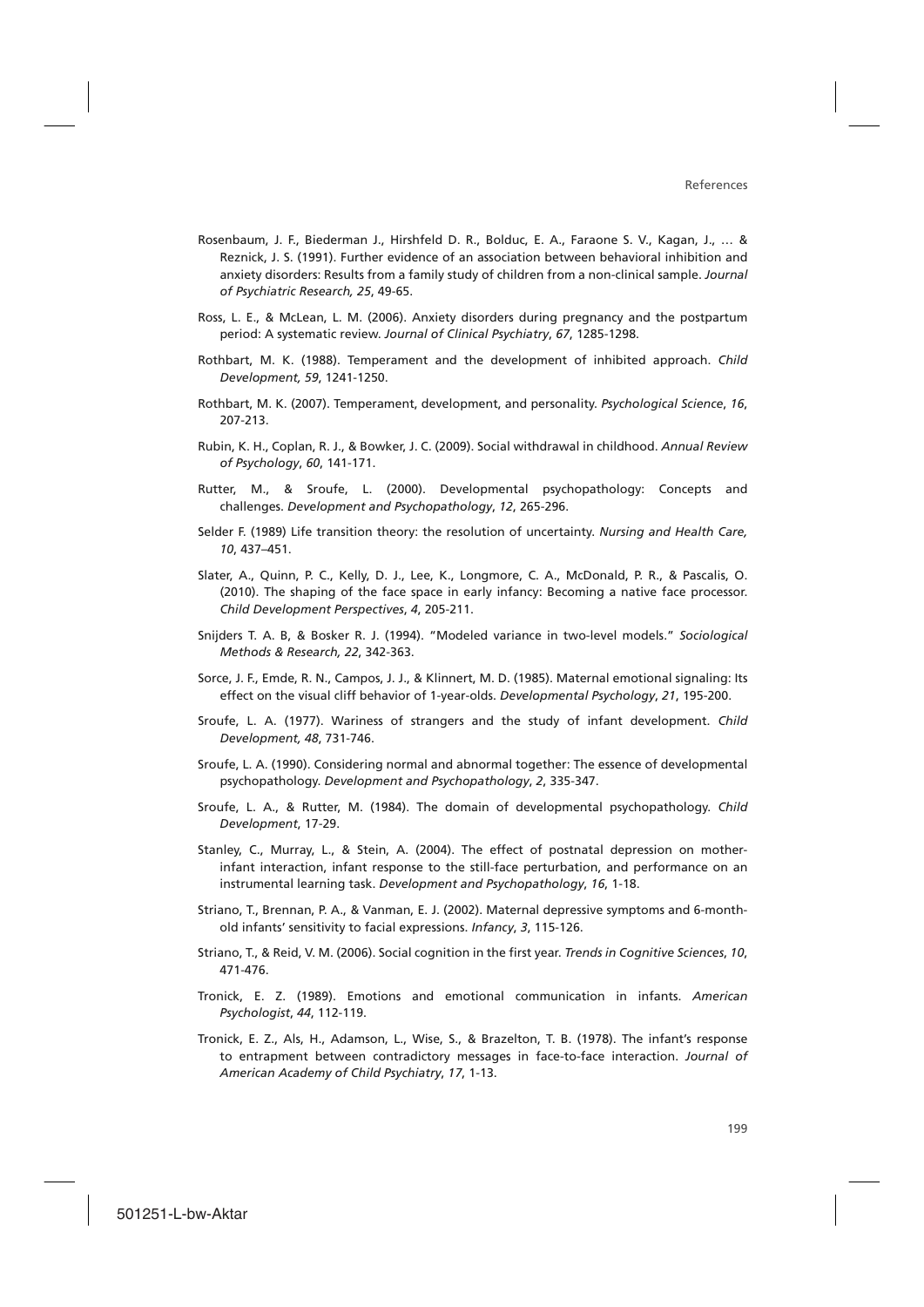Rosenbaum, J. F., Biederman J., Hirshfeld D. R., Bolduc, E. A., Faraone S. V., Kagan, J., … & Reznick, J. S. (1991). Further evidence of an association between behavioral inhibition and anxiety disorders: Results from a family study of children from a non-clinical sample. *Journal of Psychiatric Research, 25*, 49-65.

Ross, L. E., & McLean, L. M. (2006). Anxiety disorders during pregnancy and the postpartum period: A systematic review. *Journal of Clinical Psychiatry*, *67*, 1285-1298.

Rothbart, M. K. (1988). Temperament and the development of inhibited approach. *Child Development, 59*, 1241-1250.

Rothbart, M. K. (2007). Temperament, development, and personality. *Psychological Science*, *16*, 207-213.

Rubin, K. H., Coplan, R. J., & Bowker, J. C. (2009). Social withdrawal in childhood. *Annual Review of Psychology*, *60*, 141-171.

Rutter, M., & Sroufe, L. (2000). Developmental psychopathology: Concepts and challenges. *Development and Psychopathology*, *12*, 265-296.

Selder F. (1989) Life transition theory: the resolution of uncertainty. *Nursing and Health Care, 10*, 437–451.

Slater, A., Quinn, P. C., Kelly, D. J., Lee, K., Longmore, C. A., McDonald, P. R., & Pascalis, O. (2010). The shaping of the face space in early infancy: Becoming a native face processor. *Child Development Perspectives*, *4*, 205-211.

Snijders T. A. B, & Bosker R. J. (1994). "Modeled variance in two-level models." *Sociological Methods & Research, 22*, 342-363.

Sorce, J. F., Emde, R. N., Campos, J. J., & Klinnert, M. D. (1985). Maternal emotional signaling: Its effect on the visual cliff behavior of 1-year-olds. *Developmental Psychology*, *21*, 195-200.

Sroufe, L. A. (1977). Wariness of strangers and the study of infant development. *Child Development, 48*, 731-746.

Sroufe, L. A. (1990). Considering normal and abnormal together: The essence of developmental psychopathology. *Development and Psychopathology*, *2*, 335-347.

Sroufe, L. A., & Rutter, M. (1984). The domain of developmental psychopathology. *Child Development*, 17-29.

Stanley, C., Murray, L., & Stein, A. (2004). The effect of postnatal depression on mother-infant interaction, infant response to the still-face perturbation, and performance on an instrumental learning task. *Development and Psychopathology*, *16*, 1-18.

Striano, T., Brennan, P. A., & Vanman, E. J. (2002). Maternal depressive symptoms and 6-month-old infants' sensitivity to facial expressions. *Infancy*, *3*, 115-126.

Striano, T., & Reid, V. M. (2006). Social cognition in the first year. *Trends in Cognitive Sciences*, *10*, 471-476.

Tronick, E. Z. (1989). Emotions and emotional communication in infants. *American Psychologist*, *44*, 112-119.

Tronick, E. Z., Als, H., Adamson, L., Wise, S., & Brazelton, T. B. (1978). The infant's response to entrapment between contradictory messages in face-to-face interaction. *Journal of American Academy of Child Psychiatry*, *17*, 1-13.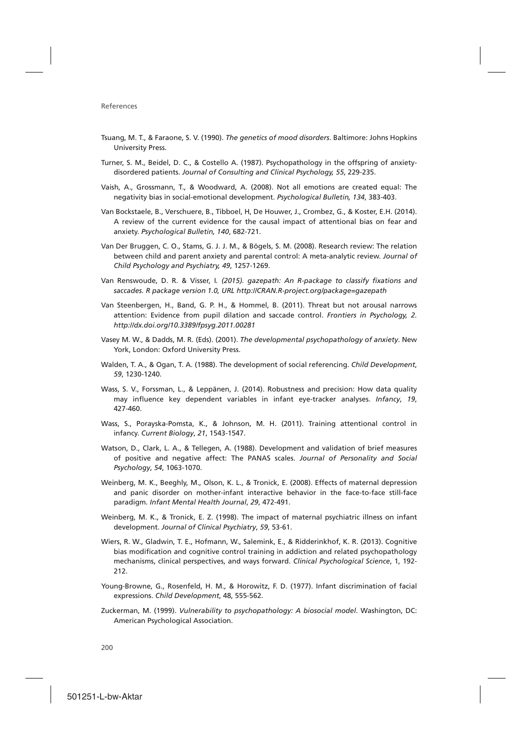Tsuang, M. T., & Faraone, S. V. (1990). *The genetics of mood disorders*. Baltimore: Johns Hopkins University Press.

Turner, S. M., Beidel, D. C., & Costello A. (1987). Psychopathology in the offspring of anxiety-disordered patients. *Journal of Consulting and Clinical Psychology, 55*, 229-235.

Vaish, A., Grossmann, T., & Woodward, A. (2008). Not all emotions are created equal: The negativity bias in social-emotional development. *Psychological Bulletin, 134*, 383-403.

Van Bockstaele, B., Verschuere, B., Tibboel, H, De Houwer, J., Crombez, G., & Koster, E.H. (2014). A review of the current evidence for the causal impact of attentional bias on fear and anxiety. *Psychological Bulletin, 140*, 682-721.

Van Der Bruggen, C. O., Stams, G. J. J. M., & Bögels, S. M. (2008). Research review: The relation between child and parent anxiety and parental control: A meta-analytic review. *Journal of Child Psychology and Psychiatry, 49*, 1257-1269.

Van Renswoude, D. R. & Visser, I. *(2015). gazepath: An R-package to classify fixations and saccades. R package version 1.0, URL http://CRAN.R-project.org/package=gazepath*

Van Steenbergen, H., Band, G. P. H., & Hommel, B. (2011). Threat but not arousal narrows attention: Evidence from pupil dilation and saccade control. *Frontiers in Psychology, 2. http://dx.doi.org/10.3389/fpsyg.2011.00281*

Vasey M. W., & Dadds, M. R. (Eds). (2001). *The developmental psychopathology of anxiety*. New York, London: Oxford University Press.

Walden, T. A., & Ogan, T. A. (1988). The development of social referencing. *Child Development*, *59*, 1230-1240.

Wass, S. V., Forssman, L., & Leppänen, J. (2014). Robustness and precision: How data quality may influence key dependent variables in infant eye-tracker analyses. *Infancy*, *19*, 427-460.

Wass, S., Porayska-Pomsta, K., & Johnson, M. H. (2011). Training attentional control in infancy. *Current Biology*, *21*, 1543-1547.

Watson, D., Clark, L. A., & Tellegen, A. (1988). Development and validation of brief measures of positive and negative affect: The PANAS scales. *Journal of Personality and Social Psychology*, *54*, 1063-1070.

Weinberg, M. K., Beeghly, M., Olson, K. L., & Tronick, E. (2008). Effects of maternal depression and panic disorder on mother-infant interactive behavior in the face-to-face still-face paradigm. *Infant Mental Health Journal*, *29*, 472-491.

Weinberg, M. K., & Tronick, E. Z. (1998). The impact of maternal psychiatric illness on infant development. *Journal of Clinical Psychiatry*, *59*, 53-61.

Wiers, R. W., Gladwin, T. E., Hofmann, W., Salemink, E., & Ridderinkhof, K. R. (2013). Cognitive bias modification and cognitive control training in addiction and related psychopathology mechanisms, clinical perspectives, and ways forward. *Clinical Psychological Science*, 1, 192-212.

Young-Browne, G., Rosenfeld, H. M., & Horowitz, F. D. (1977). Infant discrimination of facial expressions. *Child Development*, 48, 555-562.

Zuckerman, M. (1999). *Vulnerability to psychopathology: A biosocial model*. Washington, DC: American Psychological Association.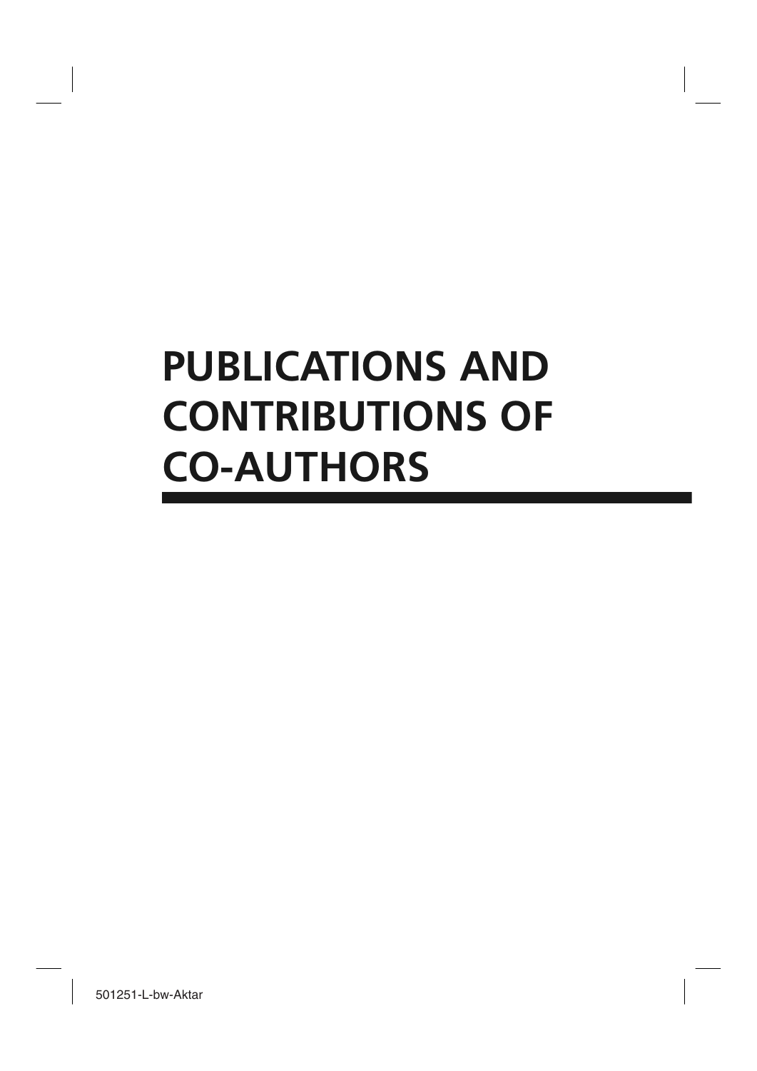# PUBLICATIONS AND CONTRIBUTIONS OF CO-AUTHORS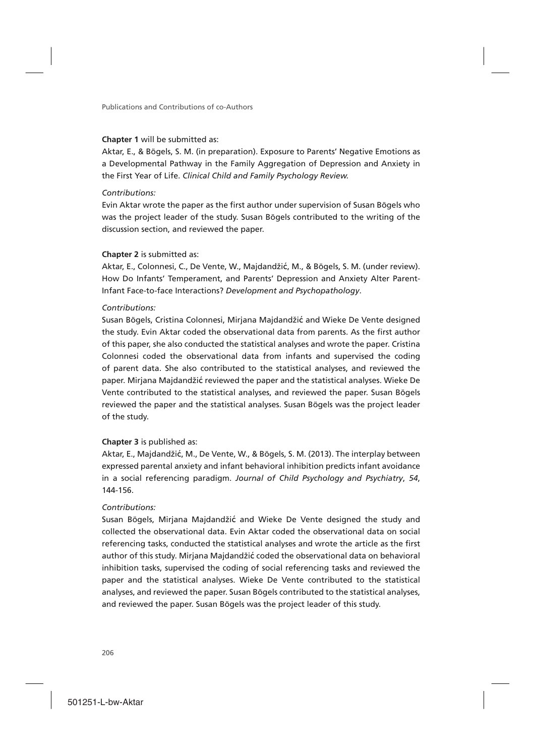**Chapter 1** will be submitted as:

Aktar, E., & Bögels, S. M. (in preparation). Exposure to Parents' Negative Emotions as a Developmental Pathway in the Family Aggregation of Depression and Anxiety in the First Year of Life. *Clinical Child and Family Psychology Review.*

*Contributions:*

Evin Aktar wrote the paper as the first author under supervision of Susan Bögels who was the project leader of the study. Susan Bögels contributed to the writing of the discussion section, and reviewed the paper.

**Chapter 2** is submitted as:

Aktar, E., Colonnesi, C., De Vente, W., Majdandžić, M., & Bögels, S. M. (under review). How Do Infants' Temperament, and Parents' Depression and Anxiety Alter Parent-Infant Face-to-face Interactions? *Development and Psychopathology*.

*Contributions:*

Susan Bögels, Cristina Colonnesi, Mirjana Majdandžić and Wieke De Vente designed the study. Evin Aktar coded the observational data from parents. As the first author of this paper, she also conducted the statistical analyses and wrote the paper. Cristina Colonnesi coded the observational data from infants and supervised the coding of parent data. She also contributed to the statistical analyses, and reviewed the paper. Mirjana Majdandžić reviewed the paper and the statistical analyses. Wieke De Vente contributed to the statistical analyses, and reviewed the paper. Susan Bögels reviewed the paper and the statistical analyses. Susan Bögels was the project leader of the study.

**Chapter 3** is published as:

Aktar, E., Majdandžić, M., De Vente, W., & Bögels, S. M. (2013). The interplay between expressed parental anxiety and infant behavioral inhibition predicts infant avoidance in a social referencing paradigm. *Journal of Child Psychology and Psychiatry*, *54*, 144-156.

*Contributions:*

Susan Bögels, Mirjana Majdandžić and Wieke De Vente designed the study and collected the observational data. Evin Aktar coded the observational data on social referencing tasks, conducted the statistical analyses and wrote the article as the first author of this study. Mirjana Majdandžić coded the observational data on behavioral inhibition tasks, supervised the coding of social referencing tasks and reviewed the paper and the statistical analyses. Wieke De Vente contributed to the statistical analyses, and reviewed the paper. Susan Bögels contributed to the statistical analyses, and reviewed the paper. Susan Bögels was the project leader of this study.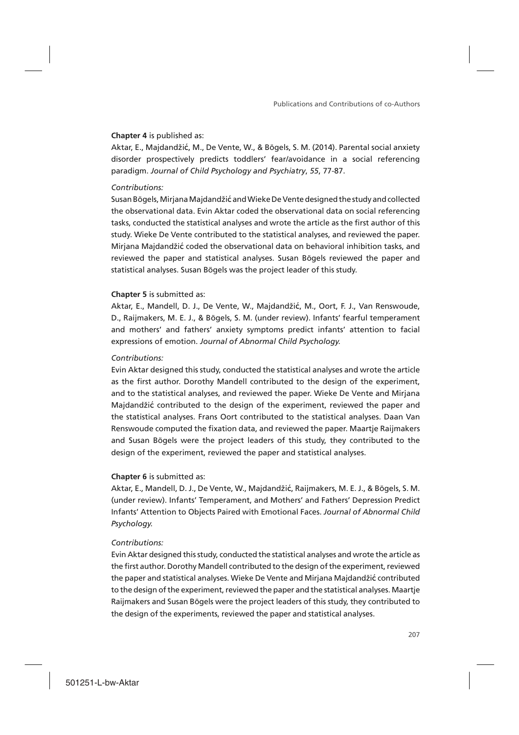**Chapter 4** is published as:

Aktar, E., Majdandžić, M., De Vente, W., & Bögels, S. M. (2014). Parental social anxiety disorder prospectively predicts toddlers' fear/avoidance in a social referencing paradigm. *Journal of Child Psychology and Psychiatry*, *55*, 77-87.

*Contributions:*

Susan Bögels, Mirjana Majdandžić and Wieke De Vente designed the study and collected the observational data. Evin Aktar coded the observational data on social referencing tasks, conducted the statistical analyses and wrote the article as the first author of this study. Wieke De Vente contributed to the statistical analyses, and reviewed the paper. Mirjana Majdandžić coded the observational data on behavioral inhibition tasks, and reviewed the paper and statistical analyses. Susan Bögels reviewed the paper and statistical analyses. Susan Bögels was the project leader of this study.

**Chapter 5** is submitted as:

Aktar, E., Mandell, D. J., De Vente, W., Majdandžić, M., Oort, F. J., Van Renswoude, D., Raijmakers, M. E. J., & Bögels, S. M. (under review). Infants' fearful temperament and mothers' and fathers' anxiety symptoms predict infants' attention to facial expressions of emotion. *Journal of Abnormal Child Psychology.*

*Contributions:*

Evin Aktar designed this study, conducted the statistical analyses and wrote the article as the first author. Dorothy Mandell contributed to the design of the experiment, and to the statistical analyses, and reviewed the paper. Wieke De Vente and Mirjana Majdandžić contributed to the design of the experiment, reviewed the paper and the statistical analyses. Frans Oort contributed to the statistical analyses. Daan Van Renswoude computed the fixation data, and reviewed the paper. Maartje Raijmakers and Susan Bögels were the project leaders of this study, they contributed to the design of the experiment, reviewed the paper and statistical analyses.

**Chapter 6** is submitted as:

Aktar, E., Mandell, D. J., De Vente, W., Majdandžić, Raijmakers, M. E. J., & Bögels, S. M. (under review). Infants' Temperament, and Mothers' and Fathers' Depression Predict Infants' Attention to Objects Paired with Emotional Faces. *Journal of Abnormal Child Psychology.*

*Contributions:*

Evin Aktar designed this study, conducted the statistical analyses and wrote the article as the first author. Dorothy Mandell contributed to the design of the experiment, reviewed the paper and statistical analyses. Wieke De Vente and Mirjana Majdandžić contributed to the design of the experiment, reviewed the paper and the statistical analyses. Maartje Raijmakers and Susan Bögels were the project leaders of this study, they contributed to the design of the experiments, reviewed the paper and statistical analyses.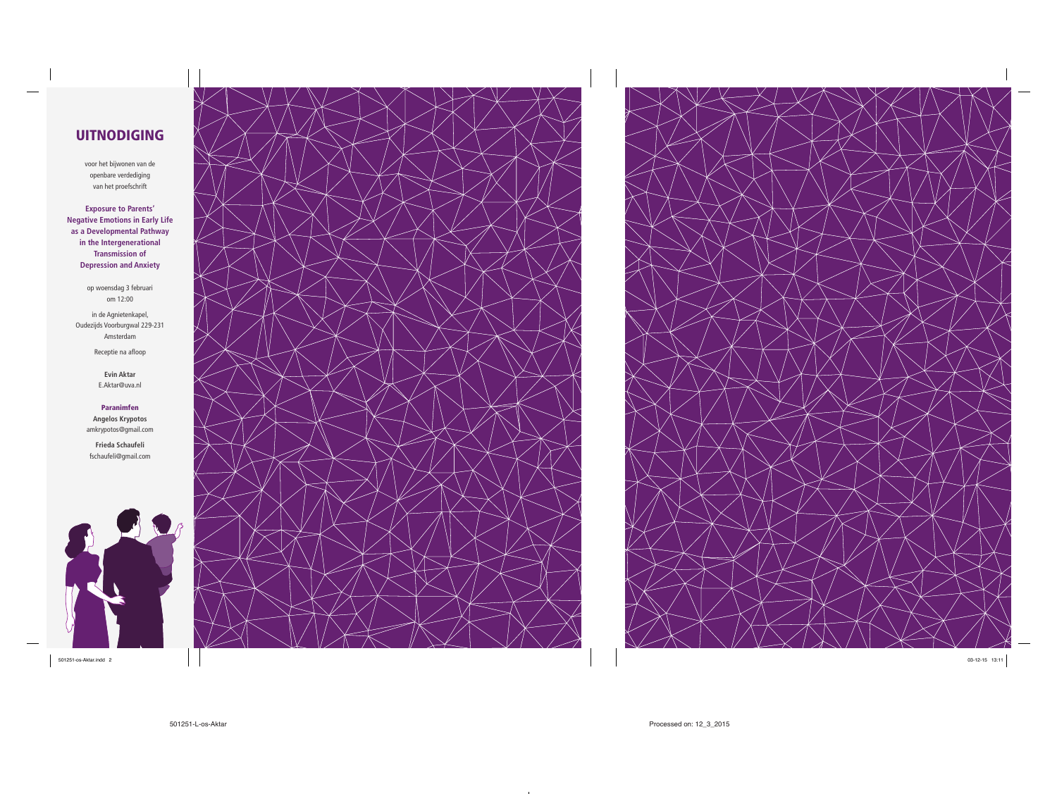# UITNODIGING

voor het bijwonen van de
openbare verdediging
van het proefschrift

**Exposure to Parents' Negative Emotions in Early Life as a Developmental Pathway in the Intergenerational Transmission of Depression and Anxiety**

op woensdag 3 februari
om 12:00

in de Agnietenkapel,
Oudezijds Voorburgwal 229-231
Amsterdam

Receptie na afloop

**Evin Aktar**
E.Aktar@uva.nl

**Paranimfen**

**Angelos Krypotos**
amkrypotos@gmail.com

**Frieda Schaufeli**
fschaufeli@gmail.com